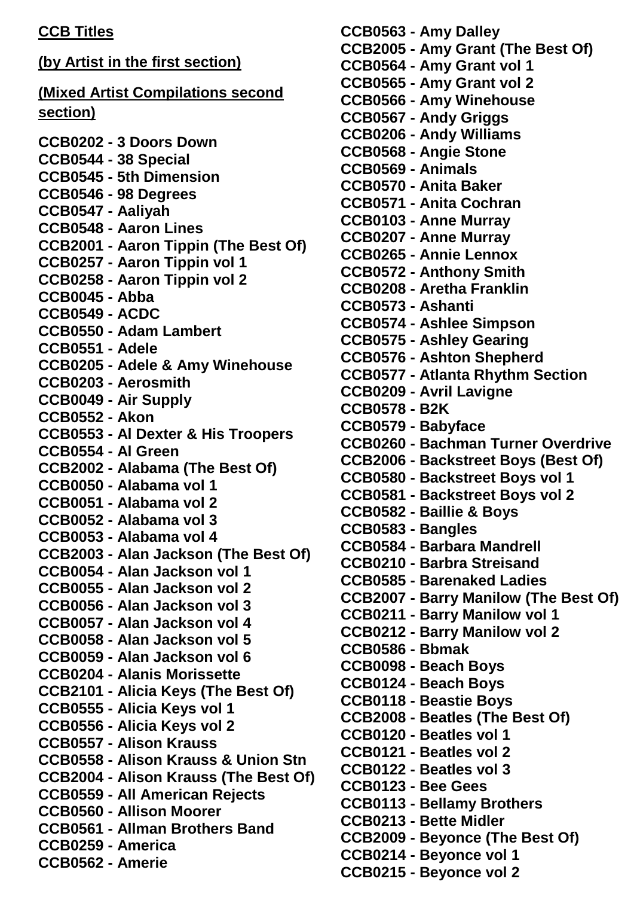**CCB Titles**

**(by Artist in the first section)**

**(Mixed Artist Compilations second section)**

**CCB0202 - 3 Doors Down**
**CCB0544 - 38 Special**
**CCB0545 - 5th Dimension**
**CCB0546 - 98 Degrees**
**CCB0547 - Aaliyah**
**CCB0548 - Aaron Lines**
**CCB2001 - Aaron Tippin (The Best Of)**
**CCB0257 - Aaron Tippin vol 1**
**CCB0258 - Aaron Tippin vol 2**
**CCB0045 - Abba**
**CCB0549 - ACDC**
**CCB0550 - Adam Lambert**
**CCB0551 - Adele**
**CCB0205 - Adele & Amy Winehouse**
**CCB0203 - Aerosmith**
**CCB0049 - Air Supply**
**CCB0552 - Akon**
**CCB0553 - Al Dexter & His Troopers**
**CCB0554 - Al Green**
**CCB2002 - Alabama (The Best Of)**
**CCB0050 - Alabama vol 1**
**CCB0051 - Alabama vol 2**
**CCB0052 - Alabama vol 3**
**CCB0053 - Alabama vol 4**
**CCB2003 - Alan Jackson (The Best Of)**
**CCB0054 - Alan Jackson vol 1**
**CCB0055 - Alan Jackson vol 2**
**CCB0056 - Alan Jackson vol 3**
**CCB0057 - Alan Jackson vol 4**
**CCB0058 - Alan Jackson vol 5**
**CCB0059 - Alan Jackson vol 6**
**CCB0204 - Alanis Morissette**
**CCB2101 - Alicia Keys (The Best Of)**
**CCB0555 - Alicia Keys vol 1**
**CCB0556 - Alicia Keys vol 2**
**CCB0557 - Alison Krauss**
**CCB0558 - Alison Krauss & Union Stn**
**CCB2004 - Alison Krauss (The Best Of)**
**CCB0559 - All American Rejects**
**CCB0560 - Allison Moorer**
**CCB0561 - Allman Brothers Band**
**CCB0259 - America**
**CCB0562 - Amerie**
**CCB0563 - Amy Dalley**
**CCB2005 - Amy Grant (The Best Of)**
**CCB0564 - Amy Grant vol 1**
**CCB0565 - Amy Grant vol 2**
**CCB0566 - Amy Winehouse**
**CCB0567 - Andy Griggs**
**CCB0206 - Andy Williams**
**CCB0568 - Angie Stone**
**CCB0569 - Animals**
**CCB0570 - Anita Baker**
**CCB0571 - Anita Cochran**
**CCB0103 - Anne Murray**
**CCB0207 - Anne Murray**
**CCB0265 - Annie Lennox**
**CCB0572 - Anthony Smith**
**CCB0208 - Aretha Franklin**
**CCB0573 - Ashanti**
**CCB0574 - Ashlee Simpson**
**CCB0575 - Ashley Gearing**
**CCB0576 - Ashton Shepherd**
**CCB0577 - Atlanta Rhythm Section**
**CCB0209 - Avril Lavigne**
**CCB0578 - B2K**
**CCB0579 - Babyface**
**CCB0260 - Bachman Turner Overdrive**
**CCB2006 - Backstreet Boys (Best Of)**
**CCB0580 - Backstreet Boys vol 1**
**CCB0581 - Backstreet Boys vol 2**
**CCB0582 - Baillie & Boys**
**CCB0583 - Bangles**
**CCB0584 - Barbara Mandrell**
**CCB0210 - Barbra Streisand**
**CCB0585 - Barenaked Ladies**
**CCB2007 - Barry Manilow (The Best Of)**
**CCB0211 - Barry Manilow vol 1**
**CCB0212 - Barry Manilow vol 2**
**CCB0586 - Bbmak**
**CCB0098 - Beach Boys**
**CCB0124 - Beach Boys**
**CCB0118 - Beastie Boys**
**CCB2008 - Beatles (The Best Of)**
**CCB0120 - Beatles vol 1**
**CCB0121 - Beatles vol 2**
**CCB0122 - Beatles vol 3**
**CCB0123 - Bee Gees**
**CCB0113 - Bellamy Brothers**
**CCB0213 - Bette Midler**
**CCB2009 - Beyonce (The Best Of)**
**CCB0214 - Beyonce vol 1**
**CCB0215 - Beyonce vol 2**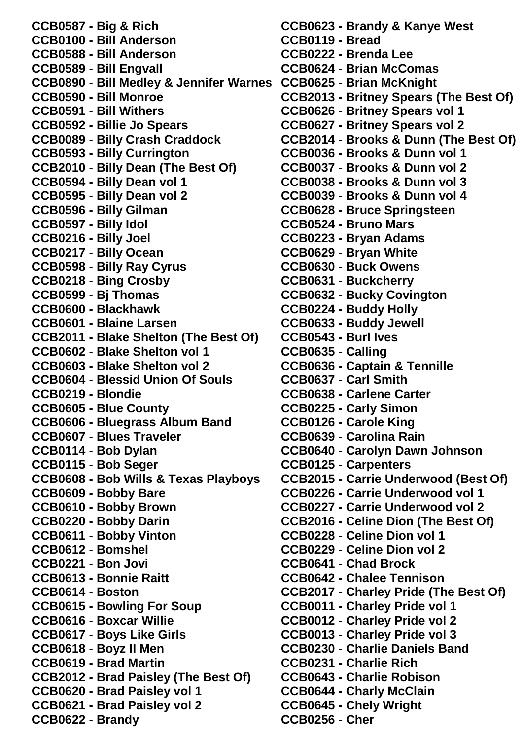**CCB0587 - Big & Rich**
**CCB0100 - Bill Anderson**
**CCB0588 - Bill Anderson**
**CCB0589 - Bill Engvall**
**CCB0890 - Bill Medley & Jennifer Warnes**
**CCB0590 - Bill Monroe**
**CCB0591 - Bill Withers**
**CCB0592 - Billie Jo Spears**
**CCB0089 - Billy Crash Craddock**
**CCB0593 - Billy Currington**
**CCB2010 - Billy Dean (The Best Of)**
**CCB0594 - Billy Dean vol 1**
**CCB0595 - Billy Dean vol 2**
**CCB0596 - Billy Gilman**
**CCB0597 - Billy Idol**
**CCB0216 - Billy Joel**
**CCB0217 - Billy Ocean**
**CCB0598 - Billy Ray Cyrus**
**CCB0218 - Bing Crosby**
**CCB0599 - Bj Thomas**
**CCB0600 - Blackhawk**
**CCB0601 - Blaine Larsen**
**CCB2011 - Blake Shelton (The Best Of)**
**CCB0602 - Blake Shelton vol 1**
**CCB0603 - Blake Shelton vol 2**
**CCB0604 - Blessid Union Of Souls**
**CCB0219 - Blondie**
**CCB0605 - Blue County**
**CCB0606 - Bluegrass Album Band**
**CCB0607 - Blues Traveler**
**CCB0114 - Bob Dylan**
**CCB0115 - Bob Seger**
**CCB0608 - Bob Wills & Texas Playboys**
**CCB0609 - Bobby Bare**
**CCB0610 - Bobby Brown**
**CCB0220 - Bobby Darin**
**CCB0611 - Bobby Vinton**
**CCB0612 - Bomshel**
**CCB0221 - Bon Jovi**
**CCB0613 - Bonnie Raitt**
**CCB0614 - Boston**
**CCB0615 - Bowling For Soup**
**CCB0616 - Boxcar Willie**
**CCB0617 - Boys Like Girls**
**CCB0618 - Boyz II Men**
**CCB0619 - Brad Martin**
**CCB2012 - Brad Paisley (The Best Of)**
**CCB0620 - Brad Paisley vol 1**
**CCB0621 - Brad Paisley vol 2**
**CCB0622 - Brandy**
**CCB0623 - Brandy & Kanye West**
**CCB0119 - Bread**
**CCB0222 - Brenda Lee**
**CCB0624 - Brian McComas**
**CCB0625 - Brian McKnight**
**CCB2013 - Britney Spears (The Best Of)**
**CCB0626 - Britney Spears vol 1**
**CCB0627 - Britney Spears vol 2**
**CCB2014 - Brooks & Dunn (The Best Of)**
**CCB0036 - Brooks & Dunn vol 1**
**CCB0037 - Brooks & Dunn vol 2**
**CCB0038 - Brooks & Dunn vol 3**
**CCB0039 - Brooks & Dunn vol 4**
**CCB0628 - Bruce Springsteen**
**CCB0524 - Bruno Mars**
**CCB0223 - Bryan Adams**
**CCB0629 - Bryan White**
**CCB0630 - Buck Owens**
**CCB0631 - Buckcherry**
**CCB0632 - Bucky Covington**
**CCB0224 - Buddy Holly**
**CCB0633 - Buddy Jewell**
**CCB0543 - Burl Ives**
**CCB0635 - Calling**
**CCB0636 - Captain & Tennille**
**CCB0637 - Carl Smith**
**CCB0638 - Carlene Carter**
**CCB0225 - Carly Simon**
**CCB0126 - Carole King**
**CCB0639 - Carolina Rain**
**CCB0640 - Carolyn Dawn Johnson**
**CCB0125 - Carpenters**
**CCB2015 - Carrie Underwood (Best Of)**
**CCB0226 - Carrie Underwood vol 1**
**CCB0227 - Carrie Underwood vol 2**
**CCB2016 - Celine Dion (The Best Of)**
**CCB0228 - Celine Dion vol 1**
**CCB0229 - Celine Dion vol 2**
**CCB0641 - Chad Brock**
**CCB0642 - Chalee Tennison**
**CCB2017 - Charley Pride (The Best Of)**
**CCB0011 - Charley Pride vol 1**
**CCB0012 - Charley Pride vol 2**
**CCB0013 - Charley Pride vol 3**
**CCB0230 - Charlie Daniels Band**
**CCB0231 - Charlie Rich**
**CCB0643 - Charlie Robison**
**CCB0644 - Charly McClain**
**CCB0645 - Chely Wright**
**CCB0256 - Cher**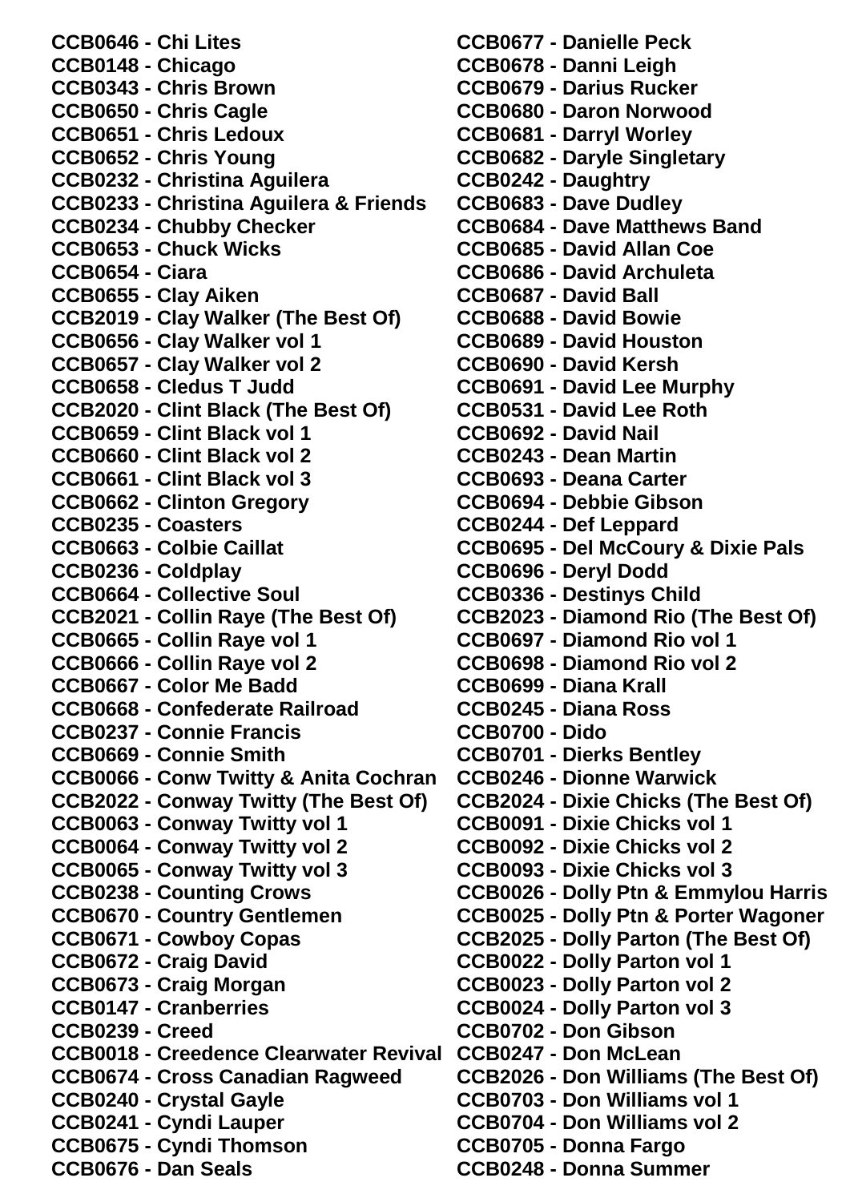**CCB0646 - Chi Lites**
**CCB0148 - Chicago**
**CCB0343 - Chris Brown**
**CCB0650 - Chris Cagle**
**CCB0651 - Chris Ledoux**
**CCB0652 - Chris Young**
**CCB0232 - Christina Aguilera**
**CCB0233 - Christina Aguilera & Friends**
**CCB0234 - Chubby Checker**
**CCB0653 - Chuck Wicks**
**CCB0654 - Ciara**
**CCB0655 - Clay Aiken**
**CCB2019 - Clay Walker (The Best Of)**
**CCB0656 - Clay Walker vol 1**
**CCB0657 - Clay Walker vol 2**
**CCB0658 - Cledus T Judd**
**CCB2020 - Clint Black (The Best Of)**
**CCB0659 - Clint Black vol 1**
**CCB0660 - Clint Black vol 2**
**CCB0661 - Clint Black vol 3**
**CCB0662 - Clinton Gregory**
**CCB0235 - Coasters**
**CCB0663 - Colbie Caillat**
**CCB0236 - Coldplay**
**CCB0664 - Collective Soul**
**CCB2021 - Collin Raye (The Best Of)**
**CCB0665 - Collin Raye vol 1**
**CCB0666 - Collin Raye vol 2**
**CCB0667 - Color Me Badd**
**CCB0668 - Confederate Railroad**
**CCB0237 - Connie Francis**
**CCB0669 - Connie Smith**
**CCB0066 - Conw Twitty & Anita Cochran**
**CCB2022 - Conway Twitty (The Best Of)**
**CCB0063 - Conway Twitty vol 1**
**CCB0064 - Conway Twitty vol 2**
**CCB0065 - Conway Twitty vol 3**
**CCB0238 - Counting Crows**
**CCB0670 - Country Gentlemen**
**CCB0671 - Cowboy Copas**
**CCB0672 - Craig David**
**CCB0673 - Craig Morgan**
**CCB0147 - Cranberries**
**CCB0239 - Creed**
**CCB0018 - Creedence Clearwater Revival**
**CCB0674 - Cross Canadian Ragweed**
**CCB0240 - Crystal Gayle**
**CCB0241 - Cyndi Lauper**
**CCB0675 - Cyndi Thomson**
**CCB0676 - Dan Seals**
**CCB0677 - Danielle Peck**
**CCB0678 - Danni Leigh**
**CCB0679 - Darius Rucker**
**CCB0680 - Daron Norwood**
**CCB0681 - Darryl Worley**
**CCB0682 - Daryle Singletary**
**CCB0242 - Daughtry**
**CCB0683 - Dave Dudley**
**CCB0684 - Dave Matthews Band**
**CCB0685 - David Allan Coe**
**CCB0686 - David Archuleta**
**CCB0687 - David Ball**
**CCB0688 - David Bowie**
**CCB0689 - David Houston**
**CCB0690 - David Kersh**
**CCB0691 - David Lee Murphy**
**CCB0531 - David Lee Roth**
**CCB0692 - David Nail**
**CCB0243 - Dean Martin**
**CCB0693 - Deana Carter**
**CCB0694 - Debbie Gibson**
**CCB0244 - Def Leppard**
**CCB0695 - Del McCoury & Dixie Pals**
**CCB0696 - Deryl Dodd**
**CCB0336 - Destinys Child**
**CCB2023 - Diamond Rio (The Best Of)**
**CCB0697 - Diamond Rio vol 1**
**CCB0698 - Diamond Rio vol 2**
**CCB0699 - Diana Krall**
**CCB0245 - Diana Ross**
**CCB0700 - Dido**
**CCB0701 - Dierks Bentley**
**CCB0246 - Dionne Warwick**
**CCB2024 - Dixie Chicks (The Best Of)**
**CCB0091 - Dixie Chicks vol 1**
**CCB0092 - Dixie Chicks vol 2**
**CCB0093 - Dixie Chicks vol 3**
**CCB0026 - Dolly Ptn & Emmylou Harris**
**CCB0025 - Dolly Ptn & Porter Wagoner**
**CCB2025 - Dolly Parton (The Best Of)**
**CCB0022 - Dolly Parton vol 1**
**CCB0023 - Dolly Parton vol 2**
**CCB0024 - Dolly Parton vol 3**
**CCB0702 - Don Gibson**
**CCB0247 - Don McLean**
**CCB2026 - Don Williams (The Best Of)**
**CCB0703 - Don Williams vol 1**
**CCB0704 - Don Williams vol 2**
**CCB0705 - Donna Fargo**
**CCB0248 - Donna Summer**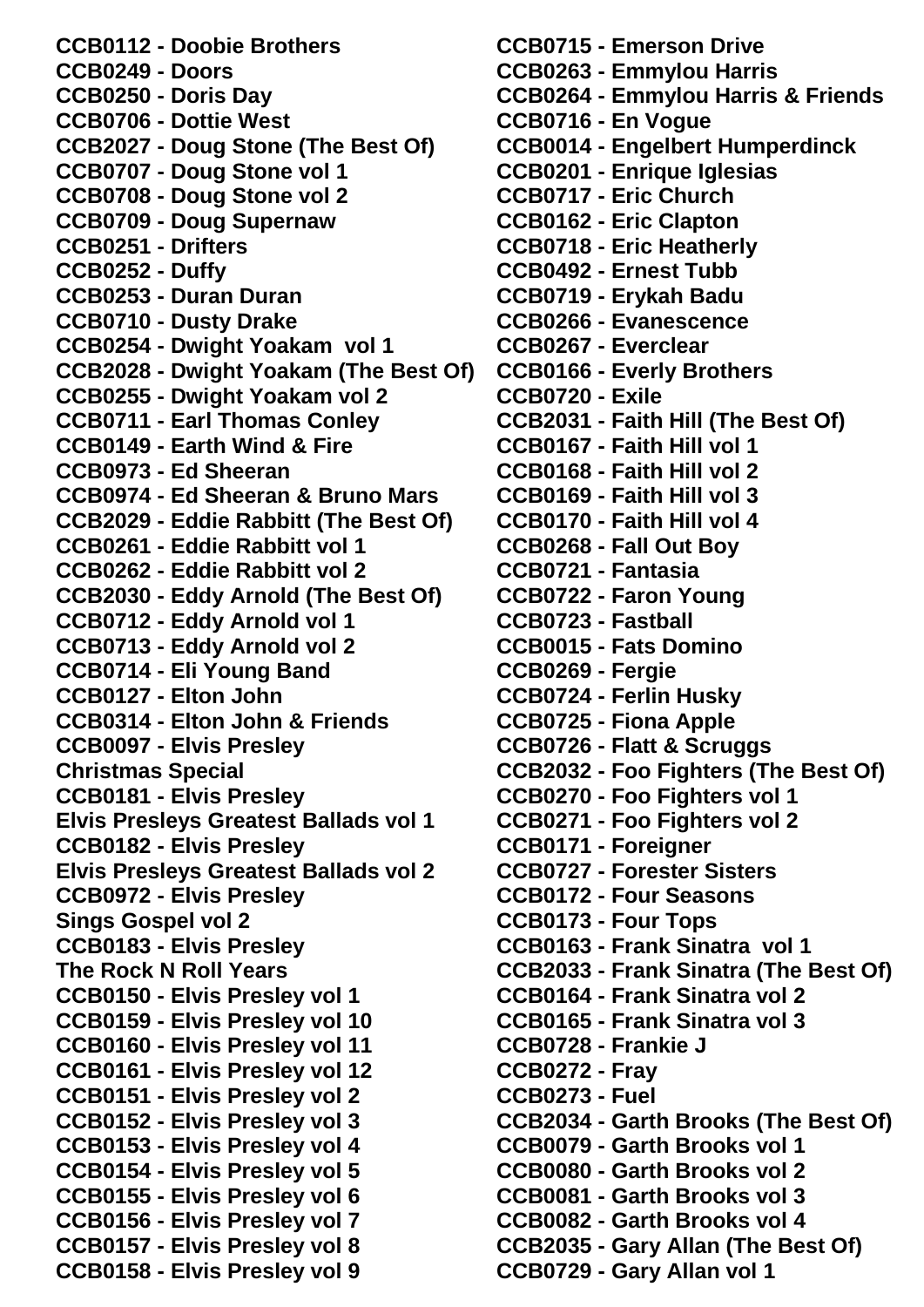**CCB0112 - Doobie Brothers**
**CCB0249 - Doors**
**CCB0250 - Doris Day**
**CCB0706 - Dottie West**
**CCB2027 - Doug Stone (The Best Of)**
**CCB0707 - Doug Stone vol 1**
**CCB0708 - Doug Stone vol 2**
**CCB0709 - Doug Supernaw**
**CCB0251 - Drifters**
**CCB0252 - Duffy**
**CCB0253 - Duran Duran**
**CCB0710 - Dusty Drake**
**CCB0254 - Dwight Yoakam vol 1**
**CCB2028 - Dwight Yoakam (The Best Of)**
**CCB0255 - Dwight Yoakam vol 2**
**CCB0711 - Earl Thomas Conley**
**CCB0149 - Earth Wind & Fire**
**CCB0973 - Ed Sheeran**
**CCB0974 - Ed Sheeran & Bruno Mars**
**CCB2029 - Eddie Rabbitt (The Best Of)**
**CCB0261 - Eddie Rabbitt vol 1**
**CCB0262 - Eddie Rabbitt vol 2**
**CCB2030 - Eddy Arnold (The Best Of)**
**CCB0712 - Eddy Arnold vol 1**
**CCB0713 - Eddy Arnold vol 2**
**CCB0714 - Eli Young Band**
**CCB0127 - Elton John**
**CCB0314 - Elton John & Friends**
**CCB0097 - Elvis Presley**
**Christmas Special**
**CCB0181 - Elvis Presley**
**Elvis Presleys Greatest Ballads vol 1**
**CCB0182 - Elvis Presley**
**Elvis Presleys Greatest Ballads vol 2**
**CCB0972 - Elvis Presley**
**Sings Gospel vol 2**
**CCB0183 - Elvis Presley**
**The Rock N Roll Years**
**CCB0150 - Elvis Presley vol 1**
**CCB0159 - Elvis Presley vol 10**
**CCB0160 - Elvis Presley vol 11**
**CCB0161 - Elvis Presley vol 12**
**CCB0151 - Elvis Presley vol 2**
**CCB0152 - Elvis Presley vol 3**
**CCB0153 - Elvis Presley vol 4**
**CCB0154 - Elvis Presley vol 5**
**CCB0155 - Elvis Presley vol 6**
**CCB0156 - Elvis Presley vol 7**
**CCB0157 - Elvis Presley vol 8**
**CCB0158 - Elvis Presley vol 9**
**CCB0715 - Emerson Drive**
**CCB0263 - Emmylou Harris**
**CCB0264 - Emmylou Harris & Friends**
**CCB0716 - En Vogue**
**CCB0014 - Engelbert Humperdinck**
**CCB0201 - Enrique Iglesias**
**CCB0717 - Eric Church**
**CCB0162 - Eric Clapton**
**CCB0718 - Eric Heatherly**
**CCB0492 - Ernest Tubb**
**CCB0719 - Erykah Badu**
**CCB0266 - Evanescence**
**CCB0267 - Everclear**
**CCB0166 - Everly Brothers**
**CCB0720 - Exile**
**CCB2031 - Faith Hill (The Best Of)**
**CCB0167 - Faith Hill vol 1**
**CCB0168 - Faith Hill vol 2**
**CCB0169 - Faith Hill vol 3**
**CCB0170 - Faith Hill vol 4**
**CCB0268 - Fall Out Boy**
**CCB0721 - Fantasia**
**CCB0722 - Faron Young**
**CCB0723 - Fastball**
**CCB0015 - Fats Domino**
**CCB0269 - Fergie**
**CCB0724 - Ferlin Husky**
**CCB0725 - Fiona Apple**
**CCB0726 - Flatt & Scruggs**
**CCB2032 - Foo Fighters (The Best Of)**
**CCB0270 - Foo Fighters vol 1**
**CCB0271 - Foo Fighters vol 2**
**CCB0171 - Foreigner**
**CCB0727 - Forester Sisters**
**CCB0172 - Four Seasons**
**CCB0173 - Four Tops**
**CCB0163 - Frank Sinatra vol 1**
**CCB2033 - Frank Sinatra (The Best Of)**
**CCB0164 - Frank Sinatra vol 2**
**CCB0165 - Frank Sinatra vol 3**
**CCB0728 - Frankie J**
**CCB0272 - Fray**
**CCB0273 - Fuel**
**CCB2034 - Garth Brooks (The Best Of)**
**CCB0079 - Garth Brooks vol 1**
**CCB0080 - Garth Brooks vol 2**
**CCB0081 - Garth Brooks vol 3**
**CCB0082 - Garth Brooks vol 4**
**CCB2035 - Gary Allan (The Best Of)**
**CCB0729 - Gary Allan vol 1**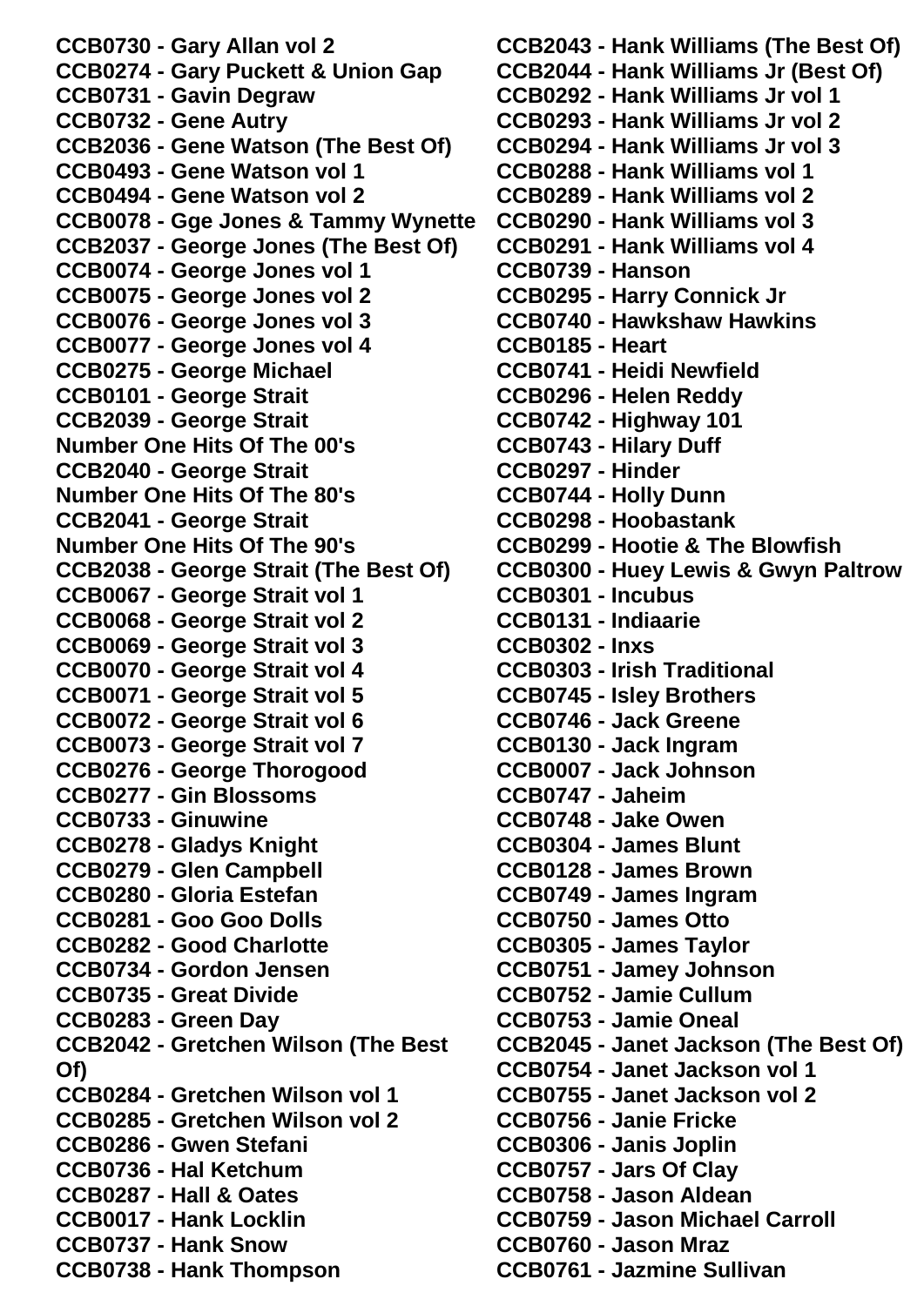**CCB0730 - Gary Allan vol 2**
**CCB0274 - Gary Puckett & Union Gap**
**CCB0731 - Gavin Degraw**
**CCB0732 - Gene Autry**
**CCB2036 - Gene Watson (The Best Of)**
**CCB0493 - Gene Watson vol 1**
**CCB0494 - Gene Watson vol 2**
**CCB0078 - Gge Jones & Tammy Wynette**
**CCB2037 - George Jones (The Best Of)**
**CCB0074 - George Jones vol 1**
**CCB0075 - George Jones vol 2**
**CCB0076 - George Jones vol 3**
**CCB0077 - George Jones vol 4**
**CCB0275 - George Michael**
**CCB0101 - George Strait**
**CCB2039 - George Strait Number One Hits Of The 00's**
**CCB2040 - George Strait Number One Hits Of The 80's**
**CCB2041 - George Strait Number One Hits Of The 90's**
**CCB2038 - George Strait (The Best Of)**
**CCB0067 - George Strait vol 1**
**CCB0068 - George Strait vol 2**
**CCB0069 - George Strait vol 3**
**CCB0070 - George Strait vol 4**
**CCB0071 - George Strait vol 5**
**CCB0072 - George Strait vol 6**
**CCB0073 - George Strait vol 7**
**CCB0276 - George Thorogood**
**CCB0277 - Gin Blossoms**
**CCB0733 - Ginuwine**
**CCB0278 - Gladys Knight**
**CCB0279 - Glen Campbell**
**CCB0280 - Gloria Estefan**
**CCB0281 - Goo Goo Dolls**
**CCB0282 - Good Charlotte**
**CCB0734 - Gordon Jensen**
**CCB0735 - Great Divide**
**CCB0283 - Green Day**
**CCB2042 - Gretchen Wilson (The Best Of)**
**CCB0284 - Gretchen Wilson vol 1**
**CCB0285 - Gretchen Wilson vol 2**
**CCB0286 - Gwen Stefani**
**CCB0736 - Hal Ketchum**
**CCB0287 - Hall & Oates**
**CCB0017 - Hank Locklin**
**CCB0737 - Hank Snow**
**CCB0738 - Hank Thompson**
**CCB2043 - Hank Williams (The Best Of)**
**CCB2044 - Hank Williams Jr (Best Of)**
**CCB0292 - Hank Williams Jr vol 1**
**CCB0293 - Hank Williams Jr vol 2**
**CCB0294 - Hank Williams Jr vol 3**
**CCB0288 - Hank Williams vol 1**
**CCB0289 - Hank Williams vol 2**
**CCB0290 - Hank Williams vol 3**
**CCB0291 - Hank Williams vol 4**
**CCB0739 - Hanson**
**CCB0295 - Harry Connick Jr**
**CCB0740 - Hawkshaw Hawkins**
**CCB0185 - Heart**
**CCB0741 - Heidi Newfield**
**CCB0296 - Helen Reddy**
**CCB0742 - Highway 101**
**CCB0743 - Hilary Duff**
**CCB0297 - Hinder**
**CCB0744 - Holly Dunn**
**CCB0298 - Hoobastank**
**CCB0299 - Hootie & The Blowfish**
**CCB0300 - Huey Lewis & Gwyn Paltrow**
**CCB0301 - Incubus**
**CCB0131 - Indiaarie**
**CCB0302 - Inxs**
**CCB0303 - Irish Traditional**
**CCB0745 - Isley Brothers**
**CCB0746 - Jack Greene**
**CCB0130 - Jack Ingram**
**CCB0007 - Jack Johnson**
**CCB0747 - Jaheim**
**CCB0748 - Jake Owen**
**CCB0304 - James Blunt**
**CCB0128 - James Brown**
**CCB0749 - James Ingram**
**CCB0750 - James Otto**
**CCB0305 - James Taylor**
**CCB0751 - Jamey Johnson**
**CCB0752 - Jamie Cullum**
**CCB0753 - Jamie Oneal**
**CCB2045 - Janet Jackson (The Best Of)**
**CCB0754 - Janet Jackson vol 1**
**CCB0755 - Janet Jackson vol 2**
**CCB0756 - Janie Fricke**
**CCB0306 - Janis Joplin**
**CCB0757 - Jars Of Clay**
**CCB0758 - Jason Aldean**
**CCB0759 - Jason Michael Carroll**
**CCB0760 - Jason Mraz**
**CCB0761 - Jazmine Sullivan**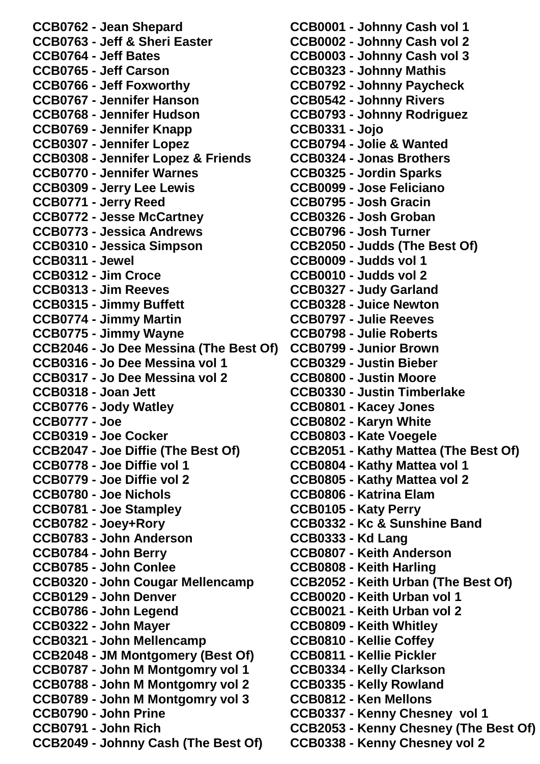**CCB0762 - Jean Shepard**
**CCB0763 - Jeff & Sheri Easter**
**CCB0764 - Jeff Bates**
**CCB0765 - Jeff Carson**
**CCB0766 - Jeff Foxworthy**
**CCB0767 - Jennifer Hanson**
**CCB0768 - Jennifer Hudson**
**CCB0769 - Jennifer Knapp**
**CCB0307 - Jennifer Lopez**
**CCB0308 - Jennifer Lopez & Friends**
**CCB0770 - Jennifer Warnes**
**CCB0309 - Jerry Lee Lewis**
**CCB0771 - Jerry Reed**
**CCB0772 - Jesse McCartney**
**CCB0773 - Jessica Andrews**
**CCB0310 - Jessica Simpson**
**CCB0311 - Jewel**
**CCB0312 - Jim Croce**
**CCB0313 - Jim Reeves**
**CCB0315 - Jimmy Buffett**
**CCB0774 - Jimmy Martin**
**CCB0775 - Jimmy Wayne**
**CCB2046 - Jo Dee Messina (The Best Of)**
**CCB0316 - Jo Dee Messina vol 1**
**CCB0317 - Jo Dee Messina vol 2**
**CCB0318 - Joan Jett**
**CCB0776 - Jody Watley**
**CCB0777 - Joe**
**CCB0319 - Joe Cocker**
**CCB2047 - Joe Diffie (The Best Of)**
**CCB0778 - Joe Diffie vol 1**
**CCB0779 - Joe Diffie vol 2**
**CCB0780 - Joe Nichols**
**CCB0781 - Joe Stampley**
**CCB0782 - Joey+Rory**
**CCB0783 - John Anderson**
**CCB0784 - John Berry**
**CCB0785 - John Conlee**
**CCB0320 - John Cougar Mellencamp**
**CCB0129 - John Denver**
**CCB0786 - John Legend**
**CCB0322 - John Mayer**
**CCB0321 - John Mellencamp**
**CCB2048 - JM Montgomery (Best Of)**
**CCB0787 - John M Montgomry vol 1**
**CCB0788 - John M Montgomry vol 2**
**CCB0789 - John M Montgomry vol 3**
**CCB0790 - John Prine**
**CCB0791 - John Rich**
**CCB2049 - Johnny Cash (The Best Of)**
**CCB0001 - Johnny Cash vol 1**
**CCB0002 - Johnny Cash vol 2**
**CCB0003 - Johnny Cash vol 3**
**CCB0323 - Johnny Mathis**
**CCB0792 - Johnny Paycheck**
**CCB0542 - Johnny Rivers**
**CCB0793 - Johnny Rodriguez**
**CCB0331 - Jojo**
**CCB0794 - Jolie & Wanted**
**CCB0324 - Jonas Brothers**
**CCB0325 - Jordin Sparks**
**CCB0099 - Jose Feliciano**
**CCB0795 - Josh Gracin**
**CCB0326 - Josh Groban**
**CCB0796 - Josh Turner**
**CCB2050 - Judds (The Best Of)**
**CCB0009 - Judds vol 1**
**CCB0010 - Judds vol 2**
**CCB0327 - Judy Garland**
**CCB0328 - Juice Newton**
**CCB0797 - Julie Reeves**
**CCB0798 - Julie Roberts**
**CCB0799 - Junior Brown**
**CCB0329 - Justin Bieber**
**CCB0800 - Justin Moore**
**CCB0330 - Justin Timberlake**
**CCB0801 - Kacey Jones**
**CCB0802 - Karyn White**
**CCB0803 - Kate Voegele**
**CCB2051 - Kathy Mattea (The Best Of)**
**CCB0804 - Kathy Mattea vol 1**
**CCB0805 - Kathy Mattea vol 2**
**CCB0806 - Katrina Elam**
**CCB0105 - Katy Perry**
**CCB0332 - Kc & Sunshine Band**
**CCB0333 - Kd Lang**
**CCB0807 - Keith Anderson**
**CCB0808 - Keith Harling**
**CCB2052 - Keith Urban (The Best Of)**
**CCB0020 - Keith Urban vol 1**
**CCB0021 - Keith Urban vol 2**
**CCB0809 - Keith Whitley**
**CCB0810 - Kellie Coffey**
**CCB0811 - Kellie Pickler**
**CCB0334 - Kelly Clarkson**
**CCB0335 - Kelly Rowland**
**CCB0812 - Ken Mellons**
**CCB0337 - Kenny Chesney vol 1**
**CCB2053 - Kenny Chesney (The Best Of)**
**CCB0338 - Kenny Chesney vol 2**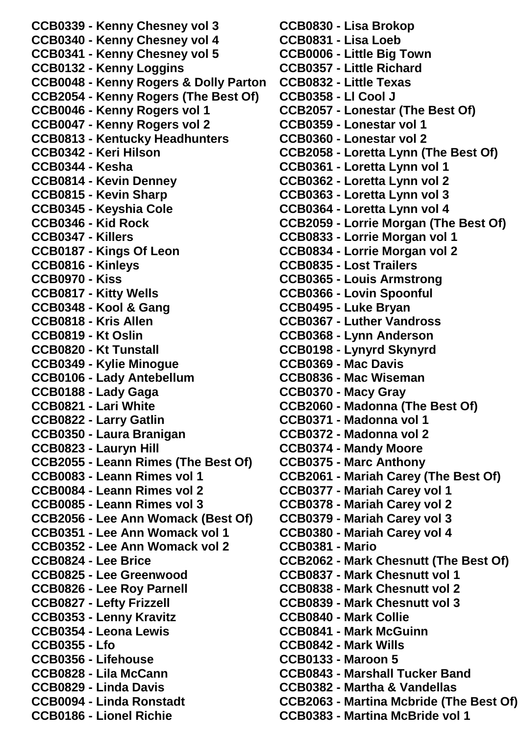**CCB0339 - Kenny Chesney vol 3**
**CCB0340 - Kenny Chesney vol 4**
**CCB0341 - Kenny Chesney vol 5**
**CCB0132 - Kenny Loggins**
**CCB0048 - Kenny Rogers & Dolly Parton**
**CCB2054 - Kenny Rogers (The Best Of)**
**CCB0046 - Kenny Rogers vol 1**
**CCB0047 - Kenny Rogers vol 2**
**CCB0813 - Kentucky Headhunters**
**CCB0342 - Keri Hilson**
**CCB0344 - Kesha**
**CCB0814 - Kevin Denney**
**CCB0815 - Kevin Sharp**
**CCB0345 - Keyshia Cole**
**CCB0346 - Kid Rock**
**CCB0347 - Killers**
**CCB0187 - Kings Of Leon**
**CCB0816 - Kinleys**
**CCB0970 - Kiss**
**CCB0817 - Kitty Wells**
**CCB0348 - Kool & Gang**
**CCB0818 - Kris Allen**
**CCB0819 - Kt Oslin**
**CCB0820 - Kt Tunstall**
**CCB0349 - Kylie Minogue**
**CCB0106 - Lady Antebellum**
**CCB0188 - Lady Gaga**
**CCB0821 - Lari White**
**CCB0822 - Larry Gatlin**
**CCB0350 - Laura Branigan**
**CCB0823 - Lauryn Hill**
**CCB2055 - Leann Rimes (The Best Of)**
**CCB0083 - Leann Rimes vol 1**
**CCB0084 - Leann Rimes vol 2**
**CCB0085 - Leann Rimes vol 3**
**CCB2056 - Lee Ann Womack (Best Of)**
**CCB0351 - Lee Ann Womack vol 1**
**CCB0352 - Lee Ann Womack vol 2**
**CCB0824 - Lee Brice**
**CCB0825 - Lee Greenwood**
**CCB0826 - Lee Roy Parnell**
**CCB0827 - Lefty Frizzell**
**CCB0353 - Lenny Kravitz**
**CCB0354 - Leona Lewis**
**CCB0355 - Lfo**
**CCB0356 - Lifehouse**
**CCB0828 - Lila McCann**
**CCB0829 - Linda Davis**
**CCB0094 - Linda Ronstadt**
**CCB0186 - Lionel Richie**
**CCB0830 - Lisa Brokop**
**CCB0831 - Lisa Loeb**
**CCB0006 - Little Big Town**
**CCB0357 - Little Richard**
**CCB0832 - Little Texas**
**CCB0358 - Ll Cool J**
**CCB2057 - Lonestar (The Best Of)**
**CCB0359 - Lonestar vol 1**
**CCB0360 - Lonestar vol 2**
**CCB2058 - Loretta Lynn (The Best Of)**
**CCB0361 - Loretta Lynn vol 1**
**CCB0362 - Loretta Lynn vol 2**
**CCB0363 - Loretta Lynn vol 3**
**CCB0364 - Loretta Lynn vol 4**
**CCB2059 - Lorrie Morgan (The Best Of)**
**CCB0833 - Lorrie Morgan vol 1**
**CCB0834 - Lorrie Morgan vol 2**
**CCB0835 - Lost Trailers**
**CCB0365 - Louis Armstrong**
**CCB0366 - Lovin Spoonful**
**CCB0495 - Luke Bryan**
**CCB0367 - Luther Vandross**
**CCB0368 - Lynn Anderson**
**CCB0198 - Lynyrd Skynyrd**
**CCB0369 - Mac Davis**
**CCB0836 - Mac Wiseman**
**CCB0370 - Macy Gray**
**CCB2060 - Madonna (The Best Of)**
**CCB0371 - Madonna vol 1**
**CCB0372 - Madonna vol 2**
**CCB0374 - Mandy Moore**
**CCB0375 - Marc Anthony**
**CCB2061 - Mariah Carey (The Best Of)**
**CCB0377 - Mariah Carey vol 1**
**CCB0378 - Mariah Carey vol 2**
**CCB0379 - Mariah Carey vol 3**
**CCB0380 - Mariah Carey vol 4**
**CCB0381 - Mario**
**CCB2062 - Mark Chesnutt (The Best Of)**
**CCB0837 - Mark Chesnutt vol 1**
**CCB0838 - Mark Chesnutt vol 2**
**CCB0839 - Mark Chesnutt vol 3**
**CCB0840 - Mark Collie**
**CCB0841 - Mark McGuinn**
**CCB0842 - Mark Wills**
**CCB0133 - Maroon 5**
**CCB0843 - Marshall Tucker Band**
**CCB0382 - Martha & Vandellas**
**CCB2063 - Martina Mcbride (The Best Of)**
**CCB0383 - Martina McBride vol 1**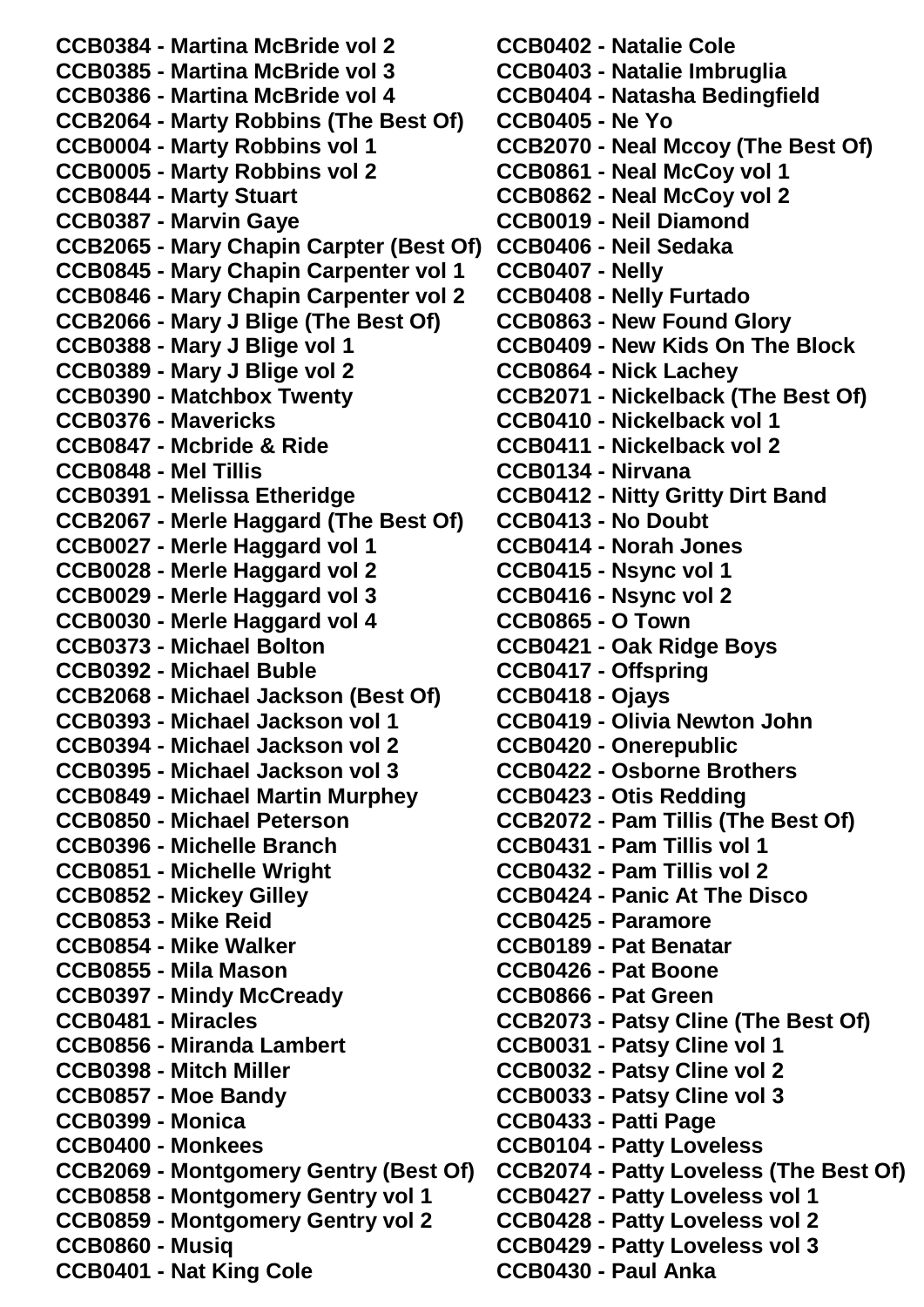**CCB0384 - Martina McBride vol 2**
**CCB0385 - Martina McBride vol 3**
**CCB0386 - Martina McBride vol 4**
**CCB2064 - Marty Robbins (The Best Of)**
**CCB0004 - Marty Robbins vol 1**
**CCB0005 - Marty Robbins vol 2**
**CCB0844 - Marty Stuart**
**CCB0387 - Marvin Gaye**
**CCB2065 - Mary Chapin Carpter (Best Of)**
**CCB0845 - Mary Chapin Carpenter vol 1**
**CCB0846 - Mary Chapin Carpenter vol 2**
**CCB2066 - Mary J Blige (The Best Of)**
**CCB0388 - Mary J Blige vol 1**
**CCB0389 - Mary J Blige vol 2**
**CCB0390 - Matchbox Twenty**
**CCB0376 - Mavericks**
**CCB0847 - Mcbride & Ride**
**CCB0848 - Mel Tillis**
**CCB0391 - Melissa Etheridge**
**CCB2067 - Merle Haggard (The Best Of)**
**CCB0027 - Merle Haggard vol 1**
**CCB0028 - Merle Haggard vol 2**
**CCB0029 - Merle Haggard vol 3**
**CCB0030 - Merle Haggard vol 4**
**CCB0373 - Michael Bolton**
**CCB0392 - Michael Buble**
**CCB2068 - Michael Jackson (Best Of)**
**CCB0393 - Michael Jackson vol 1**
**CCB0394 - Michael Jackson vol 2**
**CCB0395 - Michael Jackson vol 3**
**CCB0849 - Michael Martin Murphey**
**CCB0850 - Michael Peterson**
**CCB0396 - Michelle Branch**
**CCB0851 - Michelle Wright**
**CCB0852 - Mickey Gilley**
**CCB0853 - Mike Reid**
**CCB0854 - Mike Walker**
**CCB0855 - Mila Mason**
**CCB0397 - Mindy McCready**
**CCB0481 - Miracles**
**CCB0856 - Miranda Lambert**
**CCB0398 - Mitch Miller**
**CCB0857 - Moe Bandy**
**CCB0399 - Monica**
**CCB0400 - Monkees**
**CCB2069 - Montgomery Gentry (Best Of)**
**CCB0858 - Montgomery Gentry vol 1**
**CCB0859 - Montgomery Gentry vol 2**
**CCB0860 - Musiq**
**CCB0401 - Nat King Cole**
**CCB0402 - Natalie Cole**
**CCB0403 - Natalie Imbruglia**
**CCB0404 - Natasha Bedingfield**
**CCB0405 - Ne Yo**
**CCB2070 - Neal Mccoy (The Best Of)**
**CCB0861 - Neal McCoy vol 1**
**CCB0862 - Neal McCoy vol 2**
**CCB0019 - Neil Diamond**
**CCB0406 - Neil Sedaka**
**CCB0407 - Nelly**
**CCB0408 - Nelly Furtado**
**CCB0863 - New Found Glory**
**CCB0409 - New Kids On The Block**
**CCB0864 - Nick Lachey**
**CCB2071 - Nickelback (The Best Of)**
**CCB0410 - Nickelback vol 1**
**CCB0411 - Nickelback vol 2**
**CCB0134 - Nirvana**
**CCB0412 - Nitty Gritty Dirt Band**
**CCB0413 - No Doubt**
**CCB0414 - Norah Jones**
**CCB0415 - Nsync vol 1**
**CCB0416 - Nsync vol 2**
**CCB0865 - O Town**
**CCB0421 - Oak Ridge Boys**
**CCB0417 - Offspring**
**CCB0418 - Ojays**
**CCB0419 - Olivia Newton John**
**CCB0420 - Onerepublic**
**CCB0422 - Osborne Brothers**
**CCB0423 - Otis Redding**
**CCB2072 - Pam Tillis (The Best Of)**
**CCB0431 - Pam Tillis vol 1**
**CCB0432 - Pam Tillis vol 2**
**CCB0424 - Panic At The Disco**
**CCB0425 - Paramore**
**CCB0189 - Pat Benatar**
**CCB0426 - Pat Boone**
**CCB0866 - Pat Green**
**CCB2073 - Patsy Cline (The Best Of)**
**CCB0031 - Patsy Cline vol 1**
**CCB0032 - Patsy Cline vol 2**
**CCB0033 - Patsy Cline vol 3**
**CCB0433 - Patti Page**
**CCB0104 - Patty Loveless**
**CCB2074 - Patty Loveless (The Best Of)**
**CCB0427 - Patty Loveless vol 1**
**CCB0428 - Patty Loveless vol 2**
**CCB0429 - Patty Loveless vol 3**
**CCB0430 - Paul Anka**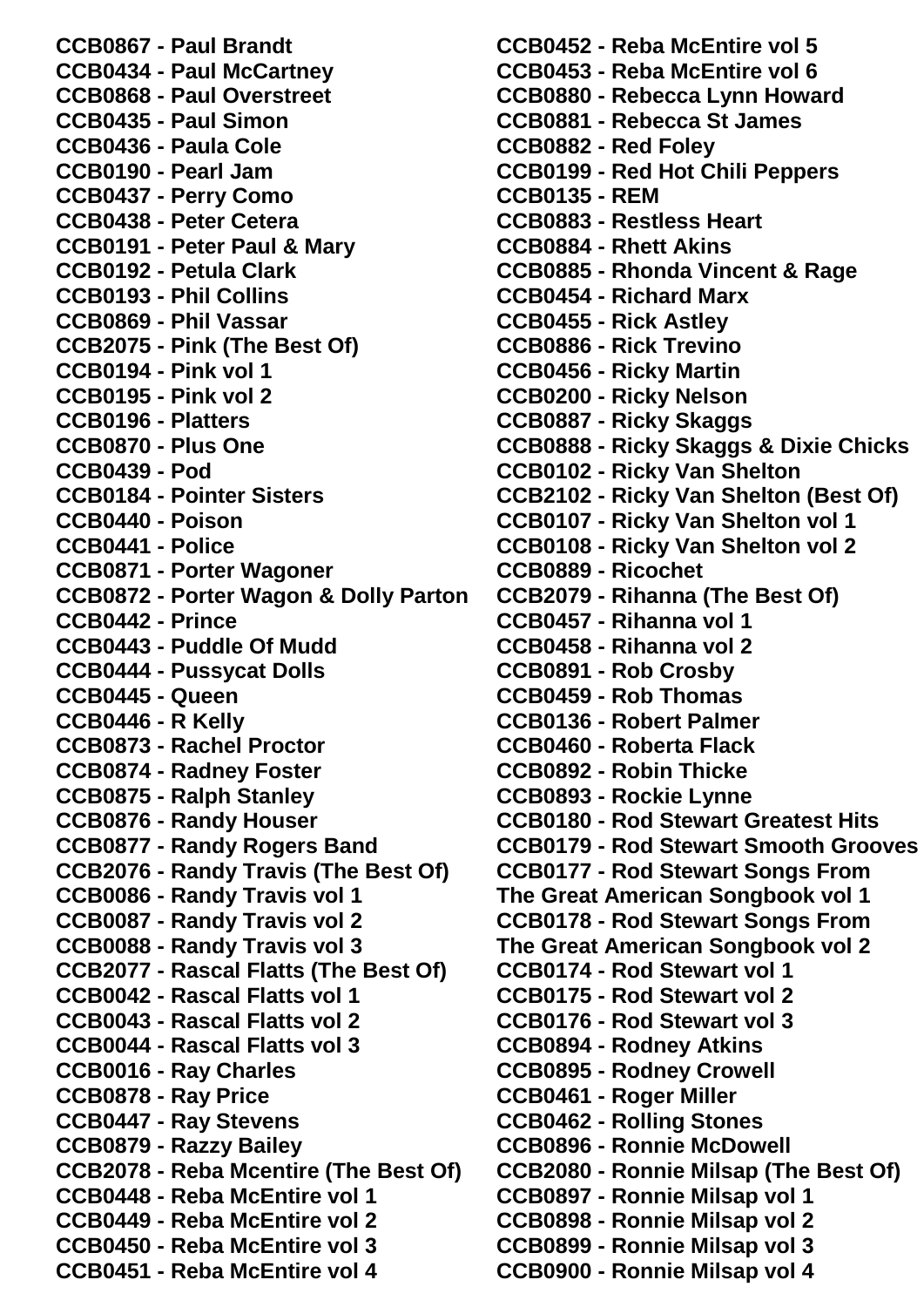**CCB0867 - Paul Brandt**
**CCB0434 - Paul McCartney**
**CCB0868 - Paul Overstreet**
**CCB0435 - Paul Simon**
**CCB0436 - Paula Cole**
**CCB0190 - Pearl Jam**
**CCB0437 - Perry Como**
**CCB0438 - Peter Cetera**
**CCB0191 - Peter Paul & Mary**
**CCB0192 - Petula Clark**
**CCB0193 - Phil Collins**
**CCB0869 - Phil Vassar**
**CCB2075 - Pink (The Best Of)**
**CCB0194 - Pink vol 1**
**CCB0195 - Pink vol 2**
**CCB0196 - Platters**
**CCB0870 - Plus One**
**CCB0439 - Pod**
**CCB0184 - Pointer Sisters**
**CCB0440 - Poison**
**CCB0441 - Police**
**CCB0871 - Porter Wagoner**
**CCB0872 - Porter Wagon & Dolly Parton**
**CCB0442 - Prince**
**CCB0443 - Puddle Of Mudd**
**CCB0444 - Pussycat Dolls**
**CCB0445 - Queen**
**CCB0446 - R Kelly**
**CCB0873 - Rachel Proctor**
**CCB0874 - Radney Foster**
**CCB0875 - Ralph Stanley**
**CCB0876 - Randy Houser**
**CCB0877 - Randy Rogers Band**
**CCB2076 - Randy Travis (The Best Of)**
**CCB0086 - Randy Travis vol 1**
**CCB0087 - Randy Travis vol 2**
**CCB0088 - Randy Travis vol 3**
**CCB2077 - Rascal Flatts (The Best Of)**
**CCB0042 - Rascal Flatts vol 1**
**CCB0043 - Rascal Flatts vol 2**
**CCB0044 - Rascal Flatts vol 3**
**CCB0016 - Ray Charles**
**CCB0878 - Ray Price**
**CCB0447 - Ray Stevens**
**CCB0879 - Razzy Bailey**
**CCB2078 - Reba Mcentire (The Best Of)**
**CCB0448 - Reba McEntire vol 1**
**CCB0449 - Reba McEntire vol 2**
**CCB0450 - Reba McEntire vol 3**
**CCB0451 - Reba McEntire vol 4**
**CCB0452 - Reba McEntire vol 5**
**CCB0453 - Reba McEntire vol 6**
**CCB0880 - Rebecca Lynn Howard**
**CCB0881 - Rebecca St James**
**CCB0882 - Red Foley**
**CCB0199 - Red Hot Chili Peppers**
**CCB0135 - REM**
**CCB0883 - Restless Heart**
**CCB0884 - Rhett Akins**
**CCB0885 - Rhonda Vincent & Rage**
**CCB0454 - Richard Marx**
**CCB0455 - Rick Astley**
**CCB0886 - Rick Trevino**
**CCB0456 - Ricky Martin**
**CCB0200 - Ricky Nelson**
**CCB0887 - Ricky Skaggs**
**CCB0888 - Ricky Skaggs & Dixie Chicks**
**CCB0102 - Ricky Van Shelton**
**CCB2102 - Ricky Van Shelton (Best Of)**
**CCB0107 - Ricky Van Shelton vol 1**
**CCB0108 - Ricky Van Shelton vol 2**
**CCB0889 - Ricochet**
**CCB2079 - Rihanna (The Best Of)**
**CCB0457 - Rihanna vol 1**
**CCB0458 - Rihanna vol 2**
**CCB0891 - Rob Crosby**
**CCB0459 - Rob Thomas**
**CCB0136 - Robert Palmer**
**CCB0460 - Roberta Flack**
**CCB0892 - Robin Thicke**
**CCB0893 - Rockie Lynne**
**CCB0180 - Rod Stewart Greatest Hits**
**CCB0179 - Rod Stewart Smooth Grooves**
**CCB0177 - Rod Stewart Songs From The Great American Songbook vol 1**
**CCB0178 - Rod Stewart Songs From The Great American Songbook vol 2**
**CCB0174 - Rod Stewart vol 1**
**CCB0175 - Rod Stewart vol 2**
**CCB0176 - Rod Stewart vol 3**
**CCB0894 - Rodney Atkins**
**CCB0895 - Rodney Crowell**
**CCB0461 - Roger Miller**
**CCB0462 - Rolling Stones**
**CCB0896 - Ronnie McDowell**
**CCB2080 - Ronnie Milsap (The Best Of)**
**CCB0897 - Ronnie Milsap vol 1**
**CCB0898 - Ronnie Milsap vol 2**
**CCB0899 - Ronnie Milsap vol 3**
**CCB0900 - Ronnie Milsap vol 4**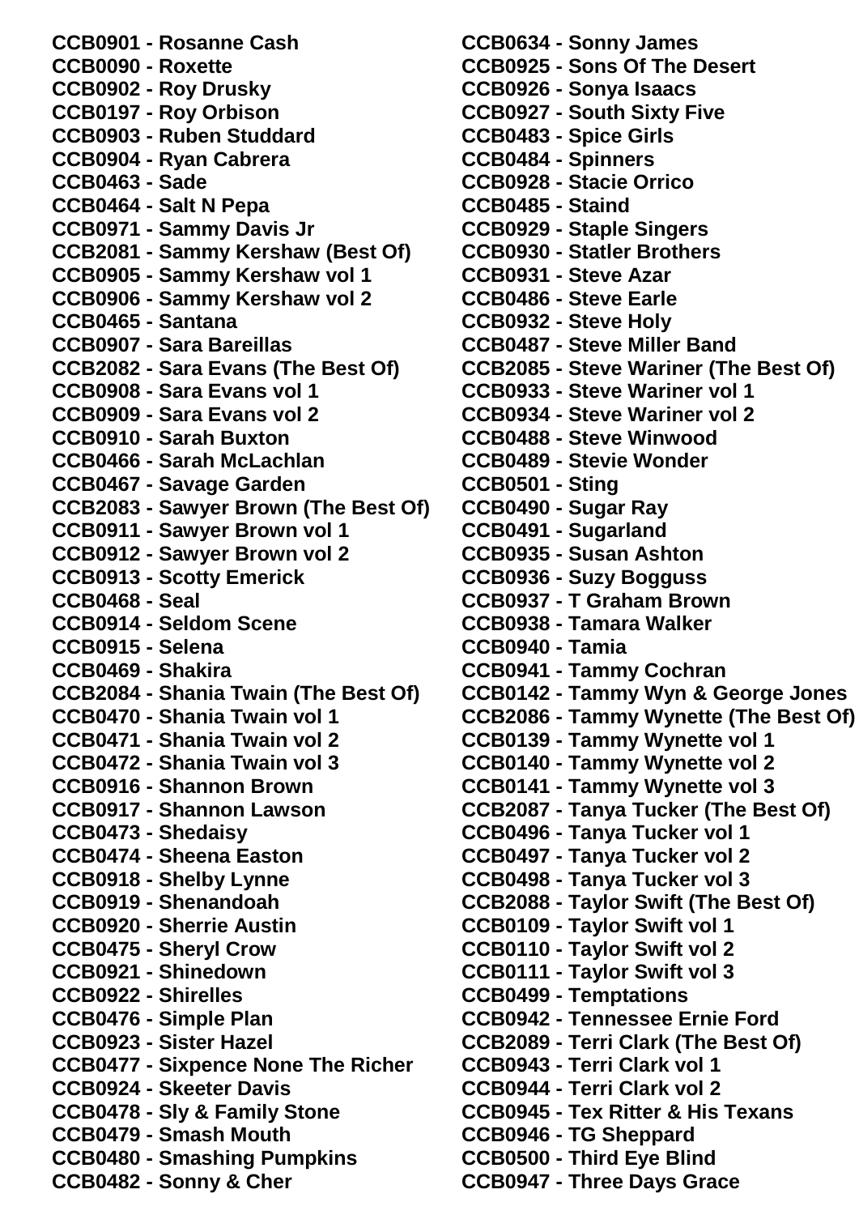**CCB0901 - Rosanne Cash**
**CCB0090 - Roxette**
**CCB0902 - Roy Drusky**
**CCB0197 - Roy Orbison**
**CCB0903 - Ruben Studdard**
**CCB0904 - Ryan Cabrera**
**CCB0463 - Sade**
**CCB0464 - Salt N Pepa**
**CCB0971 - Sammy Davis Jr**
**CCB2081 - Sammy Kershaw (Best Of)**
**CCB0905 - Sammy Kershaw vol 1**
**CCB0906 - Sammy Kershaw vol 2**
**CCB0465 - Santana**
**CCB0907 - Sara Bareillas**
**CCB2082 - Sara Evans (The Best Of)**
**CCB0908 - Sara Evans vol 1**
**CCB0909 - Sara Evans vol 2**
**CCB0910 - Sarah Buxton**
**CCB0466 - Sarah McLachlan**
**CCB0467 - Savage Garden**
**CCB2083 - Sawyer Brown (The Best Of)**
**CCB0911 - Sawyer Brown vol 1**
**CCB0912 - Sawyer Brown vol 2**
**CCB0913 - Scotty Emerick**
**CCB0468 - Seal**
**CCB0914 - Seldom Scene**
**CCB0915 - Selena**
**CCB0469 - Shakira**
**CCB2084 - Shania Twain (The Best Of)**
**CCB0470 - Shania Twain vol 1**
**CCB0471 - Shania Twain vol 2**
**CCB0472 - Shania Twain vol 3**
**CCB0916 - Shannon Brown**
**CCB0917 - Shannon Lawson**
**CCB0473 - Shedaisy**
**CCB0474 - Sheena Easton**
**CCB0918 - Shelby Lynne**
**CCB0919 - Shenandoah**
**CCB0920 - Sherrie Austin**
**CCB0475 - Sheryl Crow**
**CCB0921 - Shinedown**
**CCB0922 - Shirelles**
**CCB0476 - Simple Plan**
**CCB0923 - Sister Hazel**
**CCB0477 - Sixpence None The Richer**
**CCB0924 - Skeeter Davis**
**CCB0478 - Sly & Family Stone**
**CCB0479 - Smash Mouth**
**CCB0480 - Smashing Pumpkins**
**CCB0482 - Sonny & Cher**
**CCB0634 - Sonny James**
**CCB0925 - Sons Of The Desert**
**CCB0926 - Sonya Isaacs**
**CCB0927 - South Sixty Five**
**CCB0483 - Spice Girls**
**CCB0484 - Spinners**
**CCB0928 - Stacie Orrico**
**CCB0485 - Staind**
**CCB0929 - Staple Singers**
**CCB0930 - Statler Brothers**
**CCB0931 - Steve Azar**
**CCB0486 - Steve Earle**
**CCB0932 - Steve Holy**
**CCB0487 - Steve Miller Band**
**CCB2085 - Steve Wariner (The Best Of)**
**CCB0933 - Steve Wariner vol 1**
**CCB0934 - Steve Wariner vol 2**
**CCB0488 - Steve Winwood**
**CCB0489 - Stevie Wonder**
**CCB0501 - Sting**
**CCB0490 - Sugar Ray**
**CCB0491 - Sugarland**
**CCB0935 - Susan Ashton**
**CCB0936 - Suzy Bogguss**
**CCB0937 - T Graham Brown**
**CCB0938 - Tamara Walker**
**CCB0940 - Tamia**
**CCB0941 - Tammy Cochran**
**CCB0142 - Tammy Wyn & George Jones**
**CCB2086 - Tammy Wynette (The Best Of)**
**CCB0139 - Tammy Wynette vol 1**
**CCB0140 - Tammy Wynette vol 2**
**CCB0141 - Tammy Wynette vol 3**
**CCB2087 - Tanya Tucker (The Best Of)**
**CCB0496 - Tanya Tucker vol 1**
**CCB0497 - Tanya Tucker vol 2**
**CCB0498 - Tanya Tucker vol 3**
**CCB2088 - Taylor Swift (The Best Of)**
**CCB0109 - Taylor Swift vol 1**
**CCB0110 - Taylor Swift vol 2**
**CCB0111 - Taylor Swift vol 3**
**CCB0499 - Temptations**
**CCB0942 - Tennessee Ernie Ford**
**CCB2089 - Terri Clark (The Best Of)**
**CCB0943 - Terri Clark vol 1**
**CCB0944 - Terri Clark vol 2**
**CCB0945 - Tex Ritter & His Texans**
**CCB0946 - TG Sheppard**
**CCB0500 - Third Eye Blind**
**CCB0947 - Three Days Grace**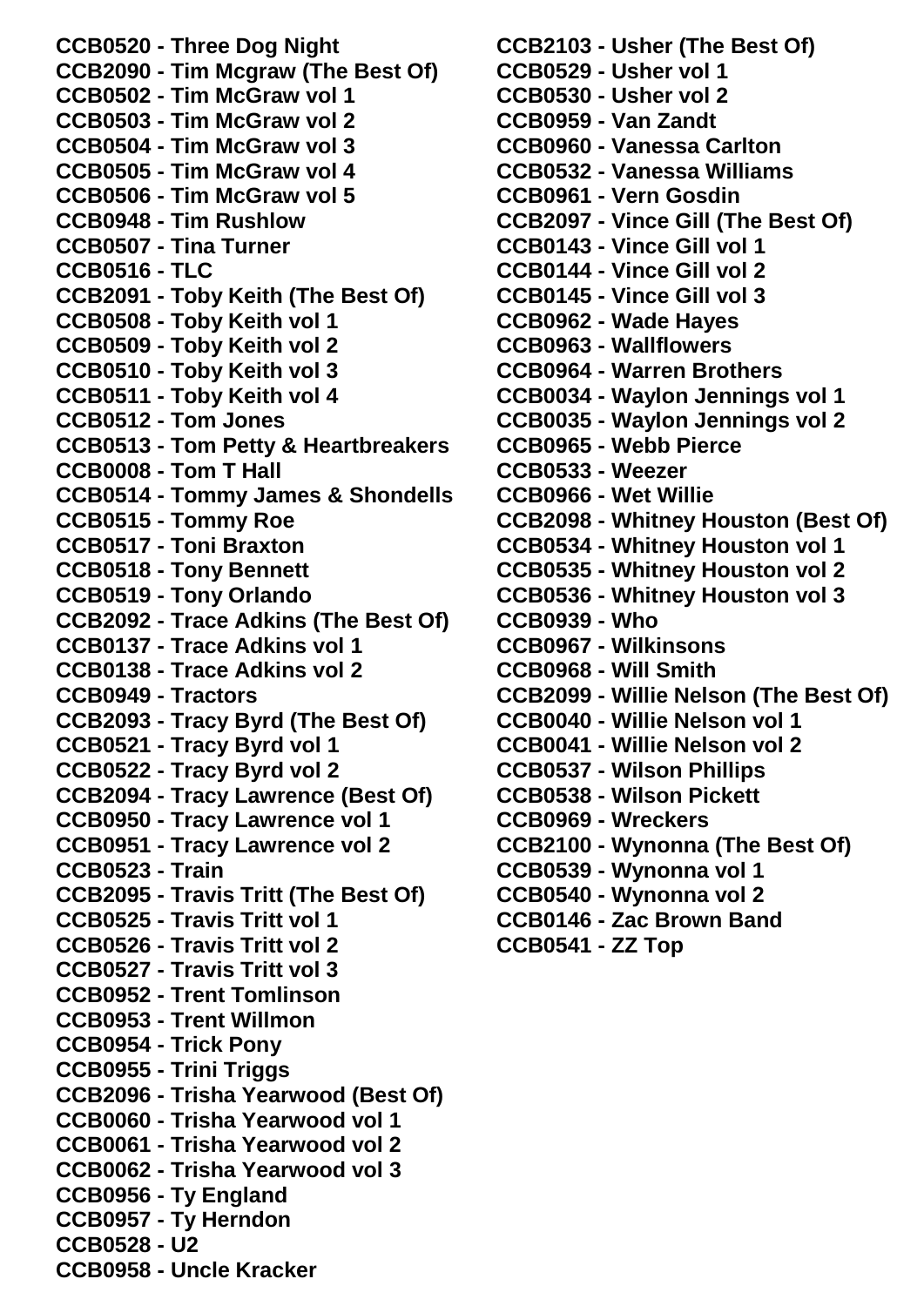**CCB0520 - Three Dog Night**
**CCB2090 - Tim Mcgraw (The Best Of)**
**CCB0502 - Tim McGraw vol 1**
**CCB0503 - Tim McGraw vol 2**
**CCB0504 - Tim McGraw vol 3**
**CCB0505 - Tim McGraw vol 4**
**CCB0506 - Tim McGraw vol 5**
**CCB0948 - Tim Rushlow**
**CCB0507 - Tina Turner**
**CCB0516 - TLC**
**CCB2091 - Toby Keith (The Best Of)**
**CCB0508 - Toby Keith vol 1**
**CCB0509 - Toby Keith vol 2**
**CCB0510 - Toby Keith vol 3**
**CCB0511 - Toby Keith vol 4**
**CCB0512 - Tom Jones**
**CCB0513 - Tom Petty & Heartbreakers**
**CCB0008 - Tom T Hall**
**CCB0514 - Tommy James & Shondells**
**CCB0515 - Tommy Roe**
**CCB0517 - Toni Braxton**
**CCB0518 - Tony Bennett**
**CCB0519 - Tony Orlando**
**CCB2092 - Trace Adkins (The Best Of)**
**CCB0137 - Trace Adkins vol 1**
**CCB0138 - Trace Adkins vol 2**
**CCB0949 - Tractors**
**CCB2093 - Tracy Byrd (The Best Of)**
**CCB0521 - Tracy Byrd vol 1**
**CCB0522 - Tracy Byrd vol 2**
**CCB2094 - Tracy Lawrence (Best Of)**
**CCB0950 - Tracy Lawrence vol 1**
**CCB0951 - Tracy Lawrence vol 2**
**CCB0523 - Train**
**CCB2095 - Travis Tritt (The Best Of)**
**CCB0525 - Travis Tritt vol 1**
**CCB0526 - Travis Tritt vol 2**
**CCB0527 - Travis Tritt vol 3**
**CCB0952 - Trent Tomlinson**
**CCB0953 - Trent Willmon**
**CCB0954 - Trick Pony**
**CCB0955 - Trini Triggs**
**CCB2096 - Trisha Yearwood (Best Of)**
**CCB0060 - Trisha Yearwood vol 1**
**CCB0061 - Trisha Yearwood vol 2**
**CCB0062 - Trisha Yearwood vol 3**
**CCB0956 - Ty England**
**CCB0957 - Ty Herndon**
**CCB0528 - U2**
**CCB0958 - Uncle Kracker**
**CCB2103 - Usher (The Best Of)**
**CCB0529 - Usher vol 1**
**CCB0530 - Usher vol 2**
**CCB0959 - Van Zandt**
**CCB0960 - Vanessa Carlton**
**CCB0532 - Vanessa Williams**
**CCB0961 - Vern Gosdin**
**CCB2097 - Vince Gill (The Best Of)**
**CCB0143 - Vince Gill vol 1**
**CCB0144 - Vince Gill vol 2**
**CCB0145 - Vince Gill vol 3**
**CCB0962 - Wade Hayes**
**CCB0963 - Wallflowers**
**CCB0964 - Warren Brothers**
**CCB0034 - Waylon Jennings vol 1**
**CCB0035 - Waylon Jennings vol 2**
**CCB0965 - Webb Pierce**
**CCB0533 - Weezer**
**CCB0966 - Wet Willie**
**CCB2098 - Whitney Houston (Best Of)**
**CCB0534 - Whitney Houston vol 1**
**CCB0535 - Whitney Houston vol 2**
**CCB0536 - Whitney Houston vol 3**
**CCB0939 - Who**
**CCB0967 - Wilkinsons**
**CCB0968 - Will Smith**
**CCB2099 - Willie Nelson (The Best Of)**
**CCB0040 - Willie Nelson vol 1**
**CCB0041 - Willie Nelson vol 2**
**CCB0537 - Wilson Phillips**
**CCB0538 - Wilson Pickett**
**CCB0969 - Wreckers**
**CCB2100 - Wynonna (The Best Of)**
**CCB0539 - Wynonna vol 1**
**CCB0540 - Wynonna vol 2**
**CCB0146 - Zac Brown Band**
**CCB0541 - ZZ Top**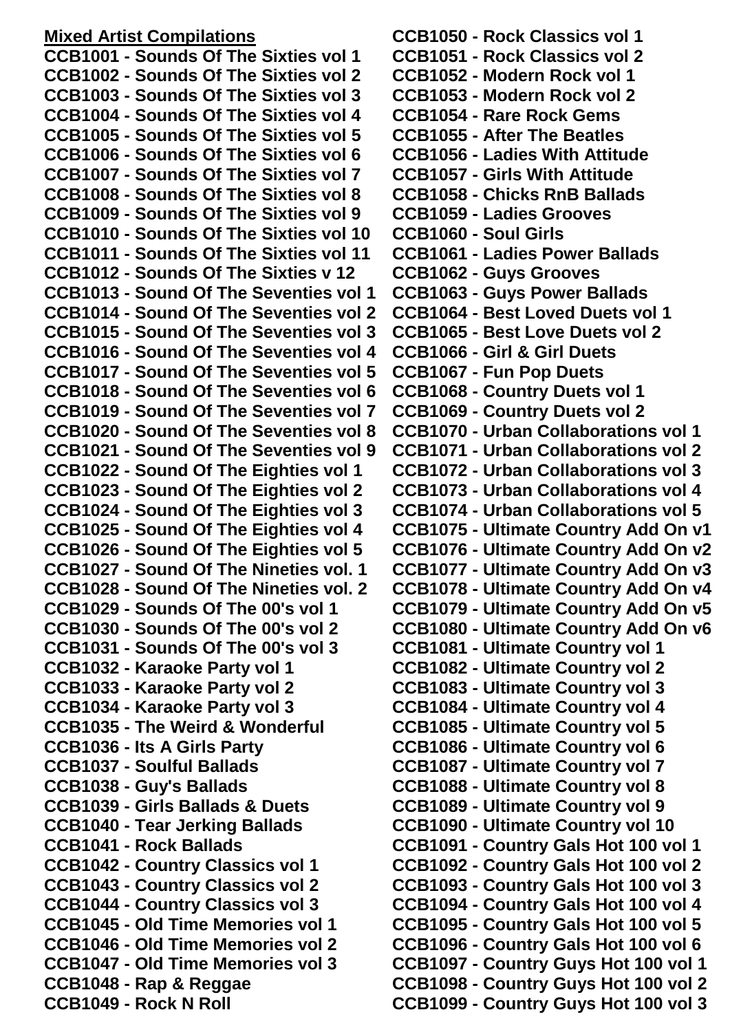**Mixed Artist Compilations**

**CCB1001 - Sounds Of The Sixties vol 1**
**CCB1002 - Sounds Of The Sixties vol 2**
**CCB1003 - Sounds Of The Sixties vol 3**
**CCB1004 - Sounds Of The Sixties vol 4**
**CCB1005 - Sounds Of The Sixties vol 5**
**CCB1006 - Sounds Of The Sixties vol 6**
**CCB1007 - Sounds Of The Sixties vol 7**
**CCB1008 - Sounds Of The Sixties vol 8**
**CCB1009 - Sounds Of The Sixties vol 9**
**CCB1010 - Sounds Of The Sixties vol 10**
**CCB1011 - Sounds Of The Sixties vol 11**
**CCB1012 - Sounds Of The Sixties v 12**
**CCB1013 - Sound Of The Seventies vol 1**
**CCB1014 - Sound Of The Seventies vol 2**
**CCB1015 - Sound Of The Seventies vol 3**
**CCB1016 - Sound Of The Seventies vol 4**
**CCB1017 - Sound Of The Seventies vol 5**
**CCB1018 - Sound Of The Seventies vol 6**
**CCB1019 - Sound Of The Seventies vol 7**
**CCB1020 - Sound Of The Seventies vol 8**
**CCB1021 - Sound Of The Seventies vol 9**
**CCB1022 - Sound Of The Eighties vol 1**
**CCB1023 - Sound Of The Eighties vol 2**
**CCB1024 - Sound Of The Eighties vol 3**
**CCB1025 - Sound Of The Eighties vol 4**
**CCB1026 - Sound Of The Eighties vol 5**
**CCB1027 - Sound Of The Nineties vol. 1**
**CCB1028 - Sound Of The Nineties vol. 2**
**CCB1029 - Sounds Of The 00's vol 1**
**CCB1030 - Sounds Of The 00's vol 2**
**CCB1031 - Sounds Of The 00's vol 3**
**CCB1032 - Karaoke Party vol 1**
**CCB1033 - Karaoke Party vol 2**
**CCB1034 - Karaoke Party vol 3**
**CCB1035 - The Weird & Wonderful**
**CCB1036 - Its A Girls Party**
**CCB1037 - Soulful Ballads**
**CCB1038 - Guy's Ballads**
**CCB1039 - Girls Ballads & Duets**
**CCB1040 - Tear Jerking Ballads**
**CCB1041 - Rock Ballads**
**CCB1042 - Country Classics vol 1**
**CCB1043 - Country Classics vol 2**
**CCB1044 - Country Classics vol 3**
**CCB1045 - Old Time Memories vol 1**
**CCB1046 - Old Time Memories vol 2**
**CCB1047 - Old Time Memories vol 3**
**CCB1048 - Rap & Reggae**
**CCB1049 - Rock N Roll**
**CCB1050 - Rock Classics vol 1**
**CCB1051 - Rock Classics vol 2**
**CCB1052 - Modern Rock vol 1**
**CCB1053 - Modern Rock vol 2**
**CCB1054 - Rare Rock Gems**
**CCB1055 - After The Beatles**
**CCB1056 - Ladies With Attitude**
**CCB1057 - Girls With Attitude**
**CCB1058 - Chicks RnB Ballads**
**CCB1059 - Ladies Grooves**
**CCB1060 - Soul Girls**
**CCB1061 - Ladies Power Ballads**
**CCB1062 - Guys Grooves**
**CCB1063 - Guys Power Ballads**
**CCB1064 - Best Loved Duets vol 1**
**CCB1065 - Best Love Duets vol 2**
**CCB1066 - Girl & Girl Duets**
**CCB1067 - Fun Pop Duets**
**CCB1068 - Country Duets vol 1**
**CCB1069 - Country Duets vol 2**
**CCB1070 - Urban Collaborations vol 1**
**CCB1071 - Urban Collaborations vol 2**
**CCB1072 - Urban Collaborations vol 3**
**CCB1073 - Urban Collaborations vol 4**
**CCB1074 - Urban Collaborations vol 5**
**CCB1075 - Ultimate Country Add On v1**
**CCB1076 - Ultimate Country Add On v2**
**CCB1077 - Ultimate Country Add On v3**
**CCB1078 - Ultimate Country Add On v4**
**CCB1079 - Ultimate Country Add On v5**
**CCB1080 - Ultimate Country Add On v6**
**CCB1081 - Ultimate Country vol 1**
**CCB1082 - Ultimate Country vol 2**
**CCB1083 - Ultimate Country vol 3**
**CCB1084 - Ultimate Country vol 4**
**CCB1085 - Ultimate Country vol 5**
**CCB1086 - Ultimate Country vol 6**
**CCB1087 - Ultimate Country vol 7**
**CCB1088 - Ultimate Country vol 8**
**CCB1089 - Ultimate Country vol 9**
**CCB1090 - Ultimate Country vol 10**
**CCB1091 - Country Gals Hot 100 vol 1**
**CCB1092 - Country Gals Hot 100 vol 2**
**CCB1093 - Country Gals Hot 100 vol 3**
**CCB1094 - Country Gals Hot 100 vol 4**
**CCB1095 - Country Gals Hot 100 vol 5**
**CCB1096 - Country Gals Hot 100 vol 6**
**CCB1097 - Country Guys Hot 100 vol 1**
**CCB1098 - Country Guys Hot 100 vol 2**
**CCB1099 - Country Guys Hot 100 vol 3**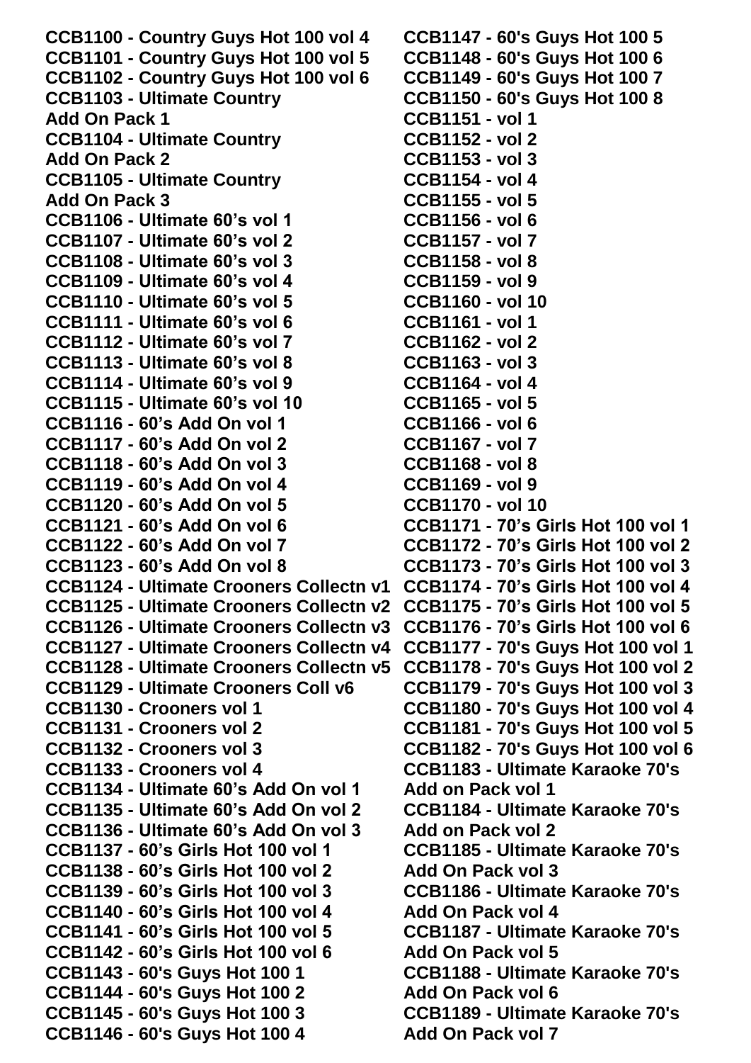**CCB1100 - Country Guys Hot 100 vol 4**
**CCB1101 - Country Guys Hot 100 vol 5**
**CCB1102 - Country Guys Hot 100 vol 6**
**CCB1103 - Ultimate Country Add On Pack 1**
**CCB1104 - Ultimate Country Add On Pack 2**
**CCB1105 - Ultimate Country Add On Pack 3**
**CCB1106 - Ultimate 60's vol 1**
**CCB1107 - Ultimate 60's vol 2**
**CCB1108 - Ultimate 60's vol 3**
**CCB1109 - Ultimate 60's vol 4**
**CCB1110 - Ultimate 60's vol 5**
**CCB1111 - Ultimate 60's vol 6**
**CCB1112 - Ultimate 60's vol 7**
**CCB1113 - Ultimate 60's vol 8**
**CCB1114 - Ultimate 60's vol 9**
**CCB1115 - Ultimate 60's vol 10**
**CCB1116 - 60's Add On vol 1**
**CCB1117 - 60's Add On vol 2**
**CCB1118 - 60's Add On vol 3**
**CCB1119 - 60's Add On vol 4**
**CCB1120 - 60's Add On vol 5**
**CCB1121 - 60's Add On vol 6**
**CCB1122 - 60's Add On vol 7**
**CCB1123 - 60's Add On vol 8**
**CCB1124 - Ultimate Crooners Collectn v1**
**CCB1125 - Ultimate Crooners Collectn v2**
**CCB1126 - Ultimate Crooners Collectn v3**
**CCB1127 - Ultimate Crooners Collectn v4**
**CCB1128 - Ultimate Crooners Collectn v5**
**CCB1129 - Ultimate Crooners Coll v6**
**CCB1130 - Crooners vol 1**
**CCB1131 - Crooners vol 2**
**CCB1132 - Crooners vol 3**
**CCB1133 - Crooners vol 4**
**CCB1134 - Ultimate 60's Add On vol 1**
**CCB1135 - Ultimate 60's Add On vol 2**
**CCB1136 - Ultimate 60's Add On vol 3**
**CCB1137 - 60's Girls Hot 100 vol 1**
**CCB1138 - 60's Girls Hot 100 vol 2**
**CCB1139 - 60's Girls Hot 100 vol 3**
**CCB1140 - 60's Girls Hot 100 vol 4**
**CCB1141 - 60's Girls Hot 100 vol 5**
**CCB1142 - 60's Girls Hot 100 vol 6**
**CCB1143 - 60's Guys Hot 100 1**
**CCB1144 - 60's Guys Hot 100 2**
**CCB1145 - 60's Guys Hot 100 3**
**CCB1146 - 60's Guys Hot 100 4**
**CCB1147 - 60's Guys Hot 100 5**
**CCB1148 - 60's Guys Hot 100 6**
**CCB1149 - 60's Guys Hot 100 7**
**CCB1150 - 60's Guys Hot 100 8**
**CCB1151 - vol 1**
**CCB1152 - vol 2**
**CCB1153 - vol 3**
**CCB1154 - vol 4**
**CCB1155 - vol 5**
**CCB1156 - vol 6**
**CCB1157 - vol 7**
**CCB1158 - vol 8**
**CCB1159 - vol 9**
**CCB1160 - vol 10**
**CCB1161 - vol 1**
**CCB1162 - vol 2**
**CCB1163 - vol 3**
**CCB1164 - vol 4**
**CCB1165 - vol 5**
**CCB1166 - vol 6**
**CCB1167 - vol 7**
**CCB1168 - vol 8**
**CCB1169 - vol 9**
**CCB1170 - vol 10**
**CCB1171 - 70's Girls Hot 100 vol 1**
**CCB1172 - 70's Girls Hot 100 vol 2**
**CCB1173 - 70's Girls Hot 100 vol 3**
**CCB1174 - 70's Girls Hot 100 vol 4**
**CCB1175 - 70's Girls Hot 100 vol 5**
**CCB1176 - 70's Girls Hot 100 vol 6**
**CCB1177 - 70's Guys Hot 100 vol 1**
**CCB1178 - 70's Guys Hot 100 vol 2**
**CCB1179 - 70's Guys Hot 100 vol 3**
**CCB1180 - 70's Guys Hot 100 vol 4**
**CCB1181 - 70's Guys Hot 100 vol 5**
**CCB1182 - 70's Guys Hot 100 vol 6**
**CCB1183 - Ultimate Karaoke 70's Add on Pack vol 1**
**CCB1184 - Ultimate Karaoke 70's Add on Pack vol 2**
**CCB1185 - Ultimate Karaoke 70's Add On Pack vol 3**
**CCB1186 - Ultimate Karaoke 70's Add On Pack vol 4**
**CCB1187 - Ultimate Karaoke 70's Add On Pack vol 5**
**CCB1188 - Ultimate Karaoke 70's Add On Pack vol 6**
**CCB1189 - Ultimate Karaoke 70's Add On Pack vol 7**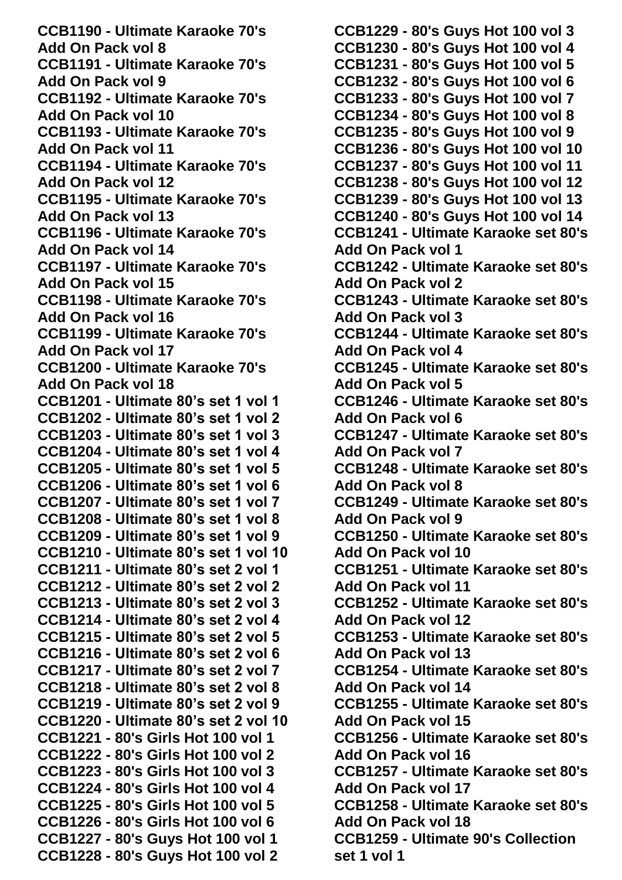**CCB1190 - Ultimate Karaoke 70's Add On Pack vol 8**
**CCB1191 - Ultimate Karaoke 70's Add On Pack vol 9**
**CCB1192 - Ultimate Karaoke 70's Add On Pack vol 10**
**CCB1193 - Ultimate Karaoke 70's Add On Pack vol 11**
**CCB1194 - Ultimate Karaoke 70's Add On Pack vol 12**
**CCB1195 - Ultimate Karaoke 70's Add On Pack vol 13**
**CCB1196 - Ultimate Karaoke 70's Add On Pack vol 14**
**CCB1197 - Ultimate Karaoke 70's Add On Pack vol 15**
**CCB1198 - Ultimate Karaoke 70's Add On Pack vol 16**
**CCB1199 - Ultimate Karaoke 70's Add On Pack vol 17**
**CCB1200 - Ultimate Karaoke 70's Add On Pack vol 18**
**CCB1201 - Ultimate 80's set 1 vol 1**
**CCB1202 - Ultimate 80's set 1 vol 2**
**CCB1203 - Ultimate 80's set 1 vol 3**
**CCB1204 - Ultimate 80's set 1 vol 4**
**CCB1205 - Ultimate 80's set 1 vol 5**
**CCB1206 - Ultimate 80's set 1 vol 6**
**CCB1207 - Ultimate 80's set 1 vol 7**
**CCB1208 - Ultimate 80's set 1 vol 8**
**CCB1209 - Ultimate 80's set 1 vol 9**
**CCB1210 - Ultimate 80's set 1 vol 10**
**CCB1211 - Ultimate 80's set 2 vol 1**
**CCB1212 - Ultimate 80's set 2 vol 2**
**CCB1213 - Ultimate 80's set 2 vol 3**
**CCB1214 - Ultimate 80's set 2 vol 4**
**CCB1215 - Ultimate 80's set 2 vol 5**
**CCB1216 - Ultimate 80's set 2 vol 6**
**CCB1217 - Ultimate 80's set 2 vol 7**
**CCB1218 - Ultimate 80's set 2 vol 8**
**CCB1219 - Ultimate 80's set 2 vol 9**
**CCB1220 - Ultimate 80's set 2 vol 10**
**CCB1221 - 80's Girls Hot 100 vol 1**
**CCB1222 - 80's Girls Hot 100 vol 2**
**CCB1223 - 80's Girls Hot 100 vol 3**
**CCB1224 - 80's Girls Hot 100 vol 4**
**CCB1225 - 80's Girls Hot 100 vol 5**
**CCB1226 - 80's Girls Hot 100 vol 6**
**CCB1227 - 80's Guys Hot 100 vol 1**
**CCB1228 - 80's Guys Hot 100 vol 2**
**CCB1229 - 80's Guys Hot 100 vol 3**
**CCB1230 - 80's Guys Hot 100 vol 4**
**CCB1231 - 80's Guys Hot 100 vol 5**
**CCB1232 - 80's Guys Hot 100 vol 6**
**CCB1233 - 80's Guys Hot 100 vol 7**
**CCB1234 - 80's Guys Hot 100 vol 8**
**CCB1235 - 80's Guys Hot 100 vol 9**
**CCB1236 - 80's Guys Hot 100 vol 10**
**CCB1237 - 80's Guys Hot 100 vol 11**
**CCB1238 - 80's Guys Hot 100 vol 12**
**CCB1239 - 80's Guys Hot 100 vol 13**
**CCB1240 - 80's Guys Hot 100 vol 14**
**CCB1241 - Ultimate Karaoke set 80's Add On Pack vol 1**
**CCB1242 - Ultimate Karaoke set 80's Add On Pack vol 2**
**CCB1243 - Ultimate Karaoke set 80's Add On Pack vol 3**
**CCB1244 - Ultimate Karaoke set 80's Add On Pack vol 4**
**CCB1245 - Ultimate Karaoke set 80's Add On Pack vol 5**
**CCB1246 - Ultimate Karaoke set 80's Add On Pack vol 6**
**CCB1247 - Ultimate Karaoke set 80's Add On Pack vol 7**
**CCB1248 - Ultimate Karaoke set 80's Add On Pack vol 8**
**CCB1249 - Ultimate Karaoke set 80's Add On Pack vol 9**
**CCB1250 - Ultimate Karaoke set 80's Add On Pack vol 10**
**CCB1251 - Ultimate Karaoke set 80's Add On Pack vol 11**
**CCB1252 - Ultimate Karaoke set 80's Add On Pack vol 12**
**CCB1253 - Ultimate Karaoke set 80's Add On Pack vol 13**
**CCB1254 - Ultimate Karaoke set 80's Add On Pack vol 14**
**CCB1255 - Ultimate Karaoke set 80's Add On Pack vol 15**
**CCB1256 - Ultimate Karaoke set 80's Add On Pack vol 16**
**CCB1257 - Ultimate Karaoke set 80's Add On Pack vol 17**
**CCB1258 - Ultimate Karaoke set 80's Add On Pack vol 18**
**CCB1259 - Ultimate 90's Collection set 1 vol 1**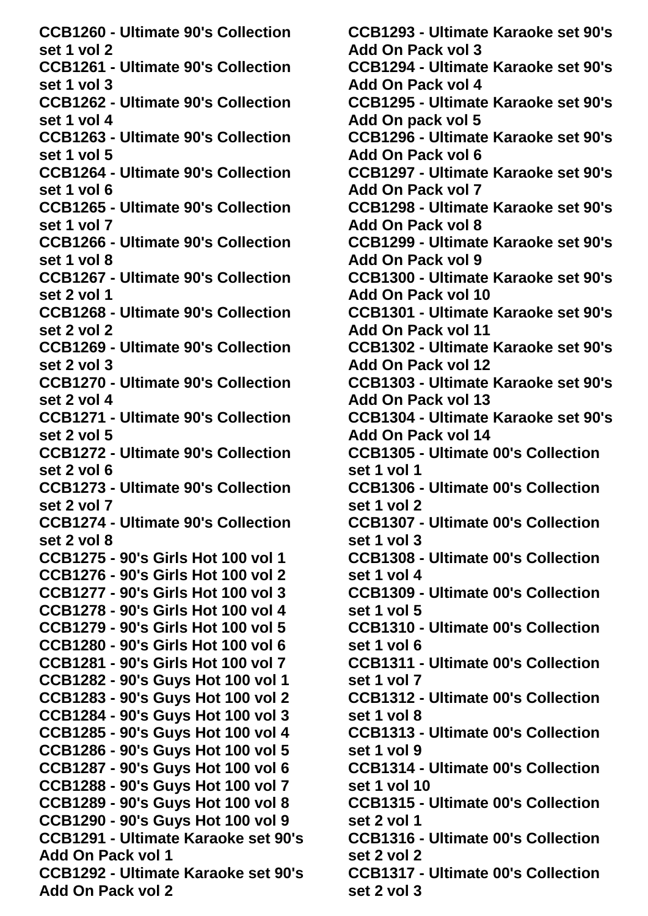**CCB1260 - Ultimate 90's Collection set 1 vol 2**
**CCB1261 - Ultimate 90's Collection set 1 vol 3**
**CCB1262 - Ultimate 90's Collection set 1 vol 4**
**CCB1263 - Ultimate 90's Collection set 1 vol 5**
**CCB1264 - Ultimate 90's Collection set 1 vol 6**
**CCB1265 - Ultimate 90's Collection set 1 vol 7**
**CCB1266 - Ultimate 90's Collection set 1 vol 8**
**CCB1267 - Ultimate 90's Collection set 2 vol 1**
**CCB1268 - Ultimate 90's Collection set 2 vol 2**
**CCB1269 - Ultimate 90's Collection set 2 vol 3**
**CCB1270 - Ultimate 90's Collection set 2 vol 4**
**CCB1271 - Ultimate 90's Collection set 2 vol 5**
**CCB1272 - Ultimate 90's Collection set 2 vol 6**
**CCB1273 - Ultimate 90's Collection set 2 vol 7**
**CCB1274 - Ultimate 90's Collection set 2 vol 8**
**CCB1275 - 90's Girls Hot 100 vol 1**
**CCB1276 - 90's Girls Hot 100 vol 2**
**CCB1277 - 90's Girls Hot 100 vol 3**
**CCB1278 - 90's Girls Hot 100 vol 4**
**CCB1279 - 90's Girls Hot 100 vol 5**
**CCB1280 - 90's Girls Hot 100 vol 6**
**CCB1281 - 90's Girls Hot 100 vol 7**
**CCB1282 - 90's Guys Hot 100 vol 1**
**CCB1283 - 90's Guys Hot 100 vol 2**
**CCB1284 - 90's Guys Hot 100 vol 3**
**CCB1285 - 90's Guys Hot 100 vol 4**
**CCB1286 - 90's Guys Hot 100 vol 5**
**CCB1287 - 90's Guys Hot 100 vol 6**
**CCB1288 - 90's Guys Hot 100 vol 7**
**CCB1289 - 90's Guys Hot 100 vol 8**
**CCB1290 - 90's Guys Hot 100 vol 9**
**CCB1291 - Ultimate Karaoke set 90's Add On Pack vol 1**
**CCB1292 - Ultimate Karaoke set 90's Add On Pack vol 2**
**CCB1293 - Ultimate Karaoke set 90's Add On Pack vol 3**
**CCB1294 - Ultimate Karaoke set 90's Add On Pack vol 4**
**CCB1295 - Ultimate Karaoke set 90's Add On pack vol 5**
**CCB1296 - Ultimate Karaoke set 90's Add On Pack vol 6**
**CCB1297 - Ultimate Karaoke set 90's Add On Pack vol 7**
**CCB1298 - Ultimate Karaoke set 90's Add On Pack vol 8**
**CCB1299 - Ultimate Karaoke set 90's Add On Pack vol 9**
**CCB1300 - Ultimate Karaoke set 90's Add On Pack vol 10**
**CCB1301 - Ultimate Karaoke set 90's Add On Pack vol 11**
**CCB1302 - Ultimate Karaoke set 90's Add On Pack vol 12**
**CCB1303 - Ultimate Karaoke set 90's Add On Pack vol 13**
**CCB1304 - Ultimate Karaoke set 90's Add On Pack vol 14**
**CCB1305 - Ultimate 00's Collection set 1 vol 1**
**CCB1306 - Ultimate 00's Collection set 1 vol 2**
**CCB1307 - Ultimate 00's Collection set 1 vol 3**
**CCB1308 - Ultimate 00's Collection set 1 vol 4**
**CCB1309 - Ultimate 00's Collection set 1 vol 5**
**CCB1310 - Ultimate 00's Collection set 1 vol 6**
**CCB1311 - Ultimate 00's Collection set 1 vol 7**
**CCB1312 - Ultimate 00's Collection set 1 vol 8**
**CCB1313 - Ultimate 00's Collection set 1 vol 9**
**CCB1314 - Ultimate 00's Collection set 1 vol 10**
**CCB1315 - Ultimate 00's Collection set 2 vol 1**
**CCB1316 - Ultimate 00's Collection set 2 vol 2**
**CCB1317 - Ultimate 00's Collection set 2 vol 3**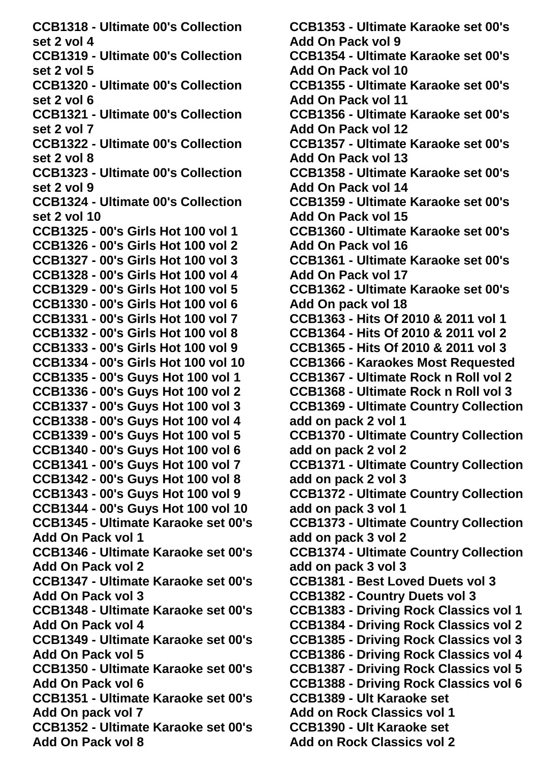**CCB1318 - Ultimate 00's Collection set 2 vol 4**
**CCB1319 - Ultimate 00's Collection set 2 vol 5**
**CCB1320 - Ultimate 00's Collection set 2 vol 6**
**CCB1321 - Ultimate 00's Collection set 2 vol 7**
**CCB1322 - Ultimate 00's Collection set 2 vol 8**
**CCB1323 - Ultimate 00's Collection set 2 vol 9**
**CCB1324 - Ultimate 00's Collection set 2 vol 10**
**CCB1325 - 00's Girls Hot 100 vol 1**
**CCB1326 - 00's Girls Hot 100 vol 2**
**CCB1327 - 00's Girls Hot 100 vol 3**
**CCB1328 - 00's Girls Hot 100 vol 4**
**CCB1329 - 00's Girls Hot 100 vol 5**
**CCB1330 - 00's Girls Hot 100 vol 6**
**CCB1331 - 00's Girls Hot 100 vol 7**
**CCB1332 - 00's Girls Hot 100 vol 8**
**CCB1333 - 00's Girls Hot 100 vol 9**
**CCB1334 - 00's Girls Hot 100 vol 10**
**CCB1335 - 00's Guys Hot 100 vol 1**
**CCB1336 - 00's Guys Hot 100 vol 2**
**CCB1337 - 00's Guys Hot 100 vol 3**
**CCB1338 - 00's Guys Hot 100 vol 4**
**CCB1339 - 00's Guys Hot 100 vol 5**
**CCB1340 - 00's Guys Hot 100 vol 6**
**CCB1341 - 00's Guys Hot 100 vol 7**
**CCB1342 - 00's Guys Hot 100 vol 8**
**CCB1343 - 00's Guys Hot 100 vol 9**
**CCB1344 - 00's Guys Hot 100 vol 10**
**CCB1345 - Ultimate Karaoke set 00's Add On Pack vol 1**
**CCB1346 - Ultimate Karaoke set 00's Add On Pack vol 2**
**CCB1347 - Ultimate Karaoke set 00's Add On Pack vol 3**
**CCB1348 - Ultimate Karaoke set 00's Add On Pack vol 4**
**CCB1349 - Ultimate Karaoke set 00's Add On Pack vol 5**
**CCB1350 - Ultimate Karaoke set 00's Add On Pack vol 6**
**CCB1351 - Ultimate Karaoke set 00's Add On pack vol 7**
**CCB1352 - Ultimate Karaoke set 00's Add On Pack vol 8**
**CCB1353 - Ultimate Karaoke set 00's Add On Pack vol 9**
**CCB1354 - Ultimate Karaoke set 00's Add On Pack vol 10**
**CCB1355 - Ultimate Karaoke set 00's Add On Pack vol 11**
**CCB1356 - Ultimate Karaoke set 00's Add On Pack vol 12**
**CCB1357 - Ultimate Karaoke set 00's Add On Pack vol 13**
**CCB1358 - Ultimate Karaoke set 00's Add On Pack vol 14**
**CCB1359 - Ultimate Karaoke set 00's Add On Pack vol 15**
**CCB1360 - Ultimate Karaoke set 00's Add On Pack vol 16**
**CCB1361 - Ultimate Karaoke set 00's Add On Pack vol 17**
**CCB1362 - Ultimate Karaoke set 00's Add On pack vol 18**
**CCB1363 - Hits Of 2010 & 2011 vol 1**
**CCB1364 - Hits Of 2010 & 2011 vol 2**
**CCB1365 - Hits Of 2010 & 2011 vol 3**
**CCB1366 - Karaokes Most Requested**
**CCB1367 - Ultimate Rock n Roll vol 2**
**CCB1368 - Ultimate Rock n Roll vol 3**
**CCB1369 - Ultimate Country Collection add on pack 2 vol 1**
**CCB1370 - Ultimate Country Collection add on pack 2 vol 2**
**CCB1371 - Ultimate Country Collection add on pack 2 vol 3**
**CCB1372 - Ultimate Country Collection add on pack 3 vol 1**
**CCB1373 - Ultimate Country Collection add on pack 3 vol 2**
**CCB1374 - Ultimate Country Collection add on pack 3 vol 3**
**CCB1381 - Best Loved Duets vol 3**
**CCB1382 - Country Duets vol 3**
**CCB1383 - Driving Rock Classics vol 1**
**CCB1384 - Driving Rock Classics vol 2**
**CCB1385 - Driving Rock Classics vol 3**
**CCB1386 - Driving Rock Classics vol 4**
**CCB1387 - Driving Rock Classics vol 5**
**CCB1388 - Driving Rock Classics vol 6**
**CCB1389 - Ult Karaoke set Add on Rock Classics vol 1**
**CCB1390 - Ult Karaoke set Add on Rock Classics vol 2**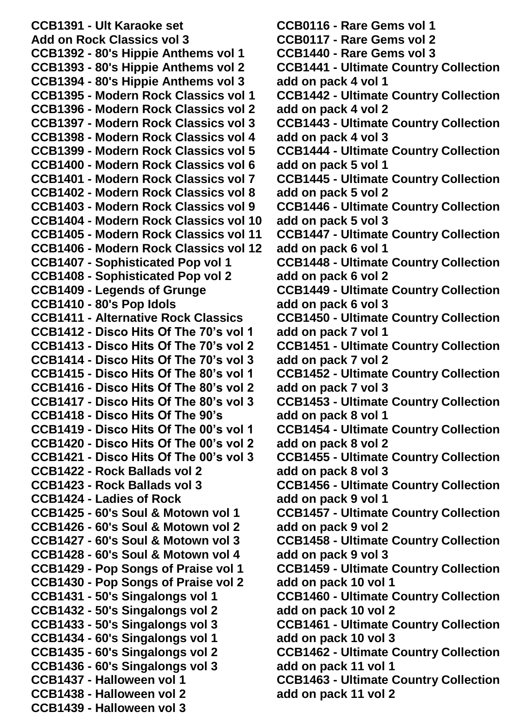**CCB1391 - Ult Karaoke set Add on Rock Classics vol 3**
**CCB1392 - 80's Hippie Anthems vol 1**
**CCB1393 - 80's Hippie Anthems vol 2**
**CCB1394 - 80's Hippie Anthems vol 3**
**CCB1395 - Modern Rock Classics vol 1**
**CCB1396 - Modern Rock Classics vol 2**
**CCB1397 - Modern Rock Classics vol 3**
**CCB1398 - Modern Rock Classics vol 4**
**CCB1399 - Modern Rock Classics vol 5**
**CCB1400 - Modern Rock Classics vol 6**
**CCB1401 - Modern Rock Classics vol 7**
**CCB1402 - Modern Rock Classics vol 8**
**CCB1403 - Modern Rock Classics vol 9**
**CCB1404 - Modern Rock Classics vol 10**
**CCB1405 - Modern Rock Classics vol 11**
**CCB1406 - Modern Rock Classics vol 12**
**CCB1407 - Sophisticated Pop vol 1**
**CCB1408 - Sophisticated Pop vol 2**
**CCB1409 - Legends of Grunge**
**CCB1410 - 80's Pop Idols**
**CCB1411 - Alternative Rock Classics**
**CCB1412 - Disco Hits Of The 70's vol 1**
**CCB1413 - Disco Hits Of The 70's vol 2**
**CCB1414 - Disco Hits Of The 70's vol 3**
**CCB1415 - Disco Hits Of The 80's vol 1**
**CCB1416 - Disco Hits Of The 80's vol 2**
**CCB1417 - Disco Hits Of The 80's vol 3**
**CCB1418 - Disco Hits Of The 90's**
**CCB1419 - Disco Hits Of The 00's vol 1**
**CCB1420 - Disco Hits Of The 00's vol 2**
**CCB1421 - Disco Hits Of The 00's vol 3**
**CCB1422 - Rock Ballads vol 2**
**CCB1423 - Rock Ballads vol 3**
**CCB1424 - Ladies of Rock**
**CCB1425 - 60's Soul & Motown vol 1**
**CCB1426 - 60's Soul & Motown vol 2**
**CCB1427 - 60's Soul & Motown vol 3**
**CCB1428 - 60's Soul & Motown vol 4**
**CCB1429 - Pop Songs of Praise vol 1**
**CCB1430 - Pop Songs of Praise vol 2**
**CCB1431 - 50's Singalongs vol 1**
**CCB1432 - 50's Singalongs vol 2**
**CCB1433 - 50's Singalongs vol 3**
**CCB1434 - 60's Singalongs vol 1**
**CCB1435 - 60's Singalongs vol 2**
**CCB1436 - 60's Singalongs vol 3**
**CCB1437 - Halloween vol 1**
**CCB1438 - Halloween vol 2**
**CCB1439 - Halloween vol 3**
**CCB0116 - Rare Gems vol 1**
**CCB0117 - Rare Gems vol 2**
**CCB1440 - Rare Gems vol 3**
**CCB1441 - Ultimate Country Collection add on pack 4 vol 1**
**CCB1442 - Ultimate Country Collection add on pack 4 vol 2**
**CCB1443 - Ultimate Country Collection add on pack 4 vol 3**
**CCB1444 - Ultimate Country Collection add on pack 5 vol 1**
**CCB1445 - Ultimate Country Collection add on pack 5 vol 2**
**CCB1446 - Ultimate Country Collection add on pack 5 vol 3**
**CCB1447 - Ultimate Country Collection add on pack 6 vol 1**
**CCB1448 - Ultimate Country Collection add on pack 6 vol 2**
**CCB1449 - Ultimate Country Collection add on pack 6 vol 3**
**CCB1450 - Ultimate Country Collection add on pack 7 vol 1**
**CCB1451 - Ultimate Country Collection add on pack 7 vol 2**
**CCB1452 - Ultimate Country Collection add on pack 7 vol 3**
**CCB1453 - Ultimate Country Collection add on pack 8 vol 1**
**CCB1454 - Ultimate Country Collection add on pack 8 vol 2**
**CCB1455 - Ultimate Country Collection add on pack 8 vol 3**
**CCB1456 - Ultimate Country Collection add on pack 9 vol 1**
**CCB1457 - Ultimate Country Collection add on pack 9 vol 2**
**CCB1458 - Ultimate Country Collection add on pack 9 vol 3**
**CCB1459 - Ultimate Country Collection add on pack 10 vol 1**
**CCB1460 - Ultimate Country Collection add on pack 10 vol 2**
**CCB1461 - Ultimate Country Collection add on pack 10 vol 3**
**CCB1462 - Ultimate Country Collection add on pack 11 vol 1**
**CCB1463 - Ultimate Country Collection add on pack 11 vol 2**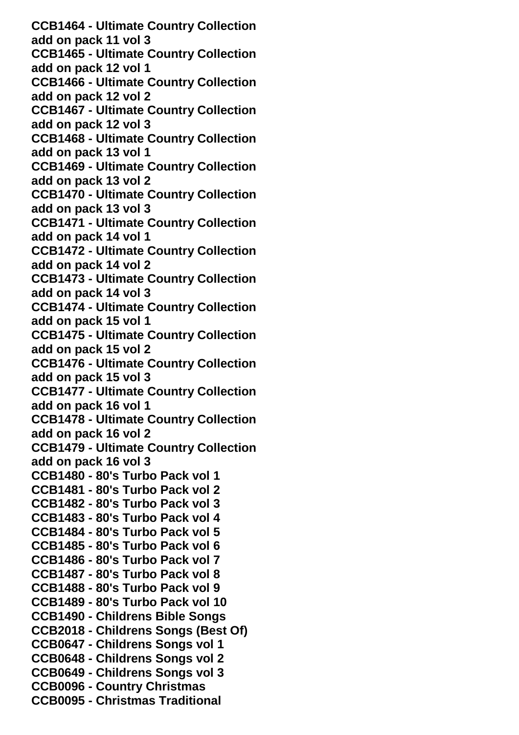**CCB1464 - Ultimate Country Collection add on pack 11 vol 3**
**CCB1465 - Ultimate Country Collection add on pack 12 vol 1**
**CCB1466 - Ultimate Country Collection add on pack 12 vol 2**
**CCB1467 - Ultimate Country Collection add on pack 12 vol 3**
**CCB1468 - Ultimate Country Collection add on pack 13 vol 1**
**CCB1469 - Ultimate Country Collection add on pack 13 vol 2**
**CCB1470 - Ultimate Country Collection add on pack 13 vol 3**
**CCB1471 - Ultimate Country Collection add on pack 14 vol 1**
**CCB1472 - Ultimate Country Collection add on pack 14 vol 2**
**CCB1473 - Ultimate Country Collection add on pack 14 vol 3**
**CCB1474 - Ultimate Country Collection add on pack 15 vol 1**
**CCB1475 - Ultimate Country Collection add on pack 15 vol 2**
**CCB1476 - Ultimate Country Collection add on pack 15 vol 3**
**CCB1477 - Ultimate Country Collection add on pack 16 vol 1**
**CCB1478 - Ultimate Country Collection add on pack 16 vol 2**
**CCB1479 - Ultimate Country Collection add on pack 16 vol 3**
**CCB1480 - 80's Turbo Pack vol 1**
**CCB1481 - 80's Turbo Pack vol 2**
**CCB1482 - 80's Turbo Pack vol 3**
**CCB1483 - 80's Turbo Pack vol 4**
**CCB1484 - 80's Turbo Pack vol 5**
**CCB1485 - 80's Turbo Pack vol 6**
**CCB1486 - 80's Turbo Pack vol 7**
**CCB1487 - 80's Turbo Pack vol 8**
**CCB1488 - 80's Turbo Pack vol 9**
**CCB1489 - 80's Turbo Pack vol 10**
**CCB1490 - Childrens Bible Songs**
**CCB2018 - Childrens Songs (Best Of)**
**CCB0647 - Childrens Songs vol 1**
**CCB0648 - Childrens Songs vol 2**
**CCB0649 - Childrens Songs vol 3**
**CCB0096 - Country Christmas**
**CCB0095 - Christmas Traditional**